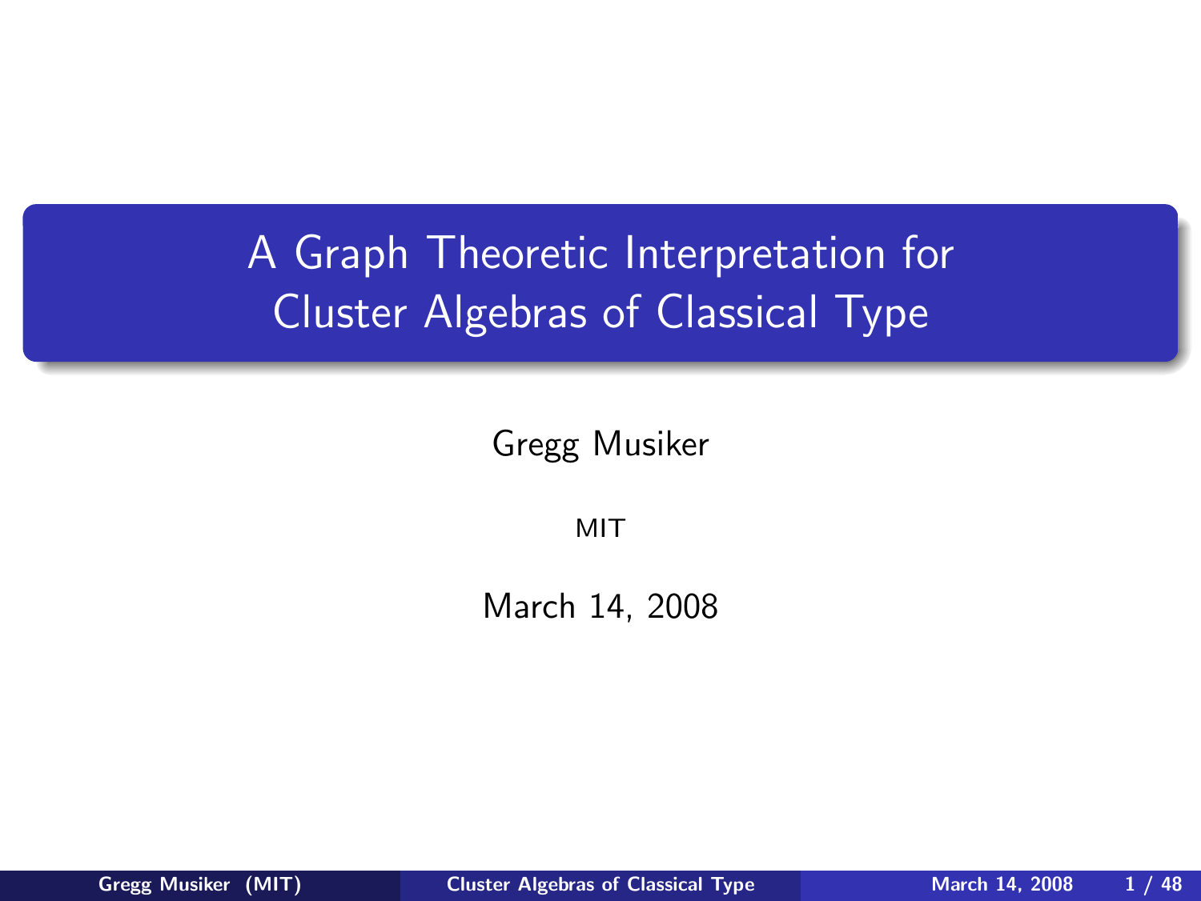# A Graph Theoretic Interpretation for Cluster Algebras of Classical Type

Gregg Musiker

MIT

March 14, 2008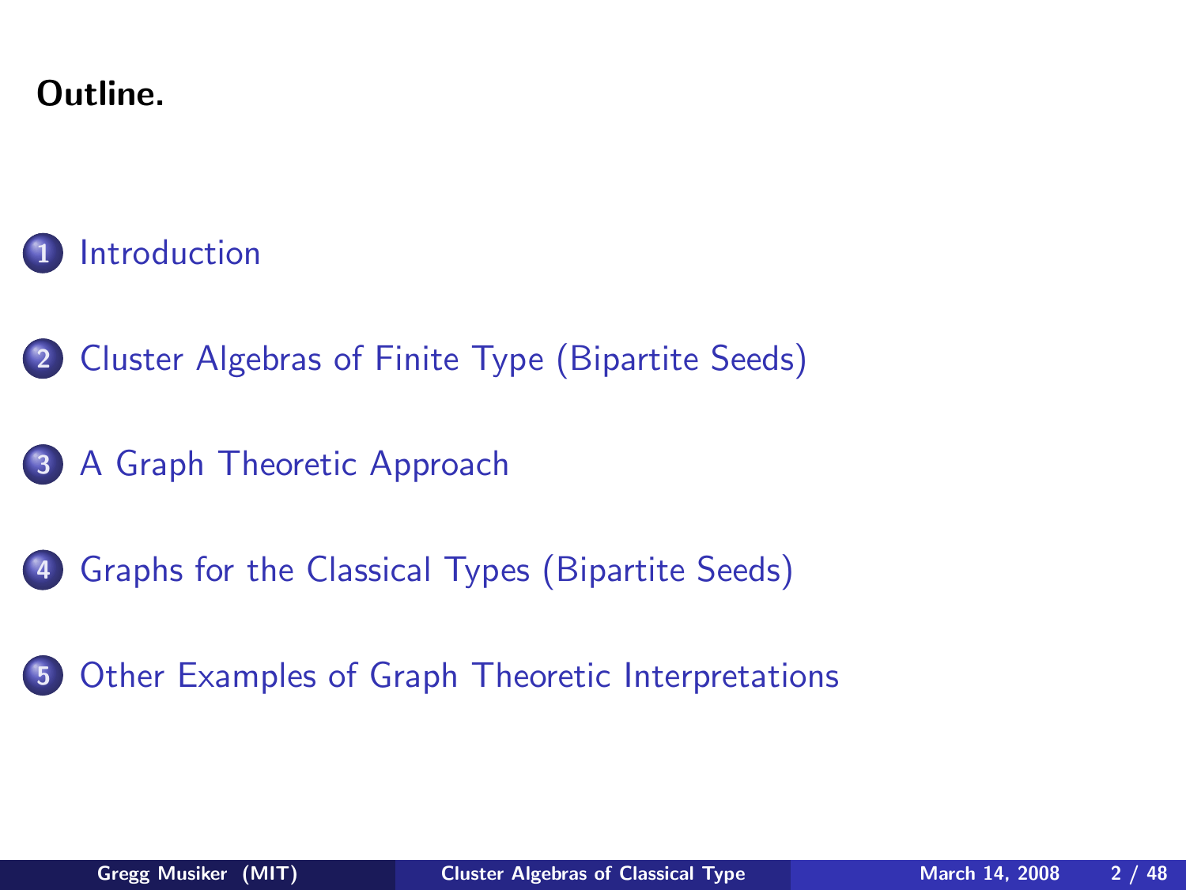## Outline.

1. Introduction
2. Cluster Algebras of Finite Type (Bipartite Seeds)
3. A Graph Theoretic Approach
4. Graphs for the Classical Types (Bipartite Seeds)
5. Other Examples of Graph Theoretic Interpretations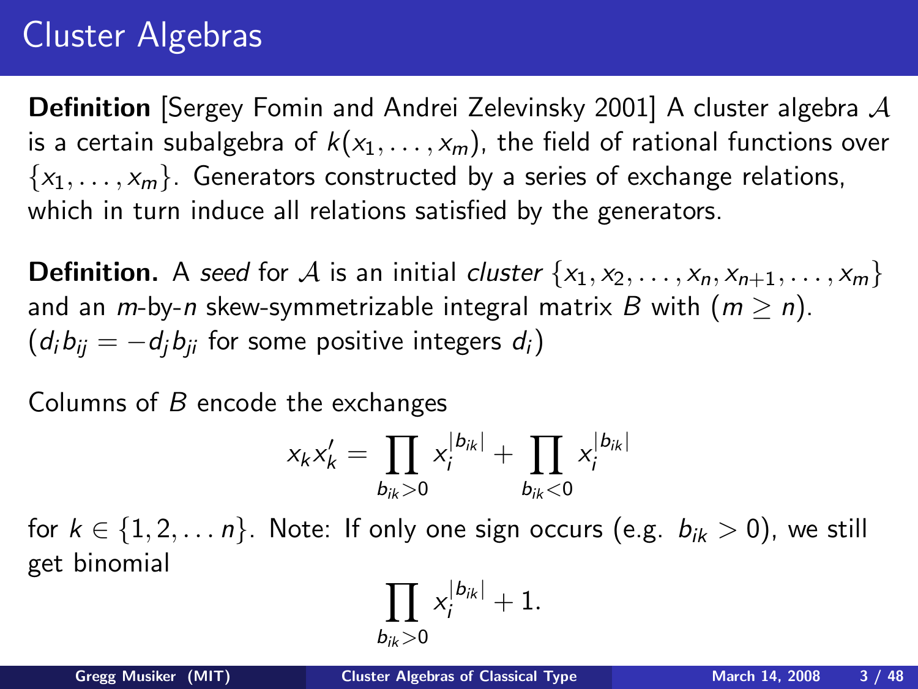# Cluster Algebras

**Definition** [Sergey Fomin and Andrei Zelevinsky 2001] A cluster algebra $\mathcal{A}$ is a certain subalgebra of $k(x_1, \ldots, x_m)$, the field of rational functions over $\{x_1, \ldots, x_m\}$. Generators constructed by a series of exchange relations, which in turn induce all relations satisfied by the generators.

**Definition.** A *seed* for $\mathcal{A}$ is an initial *cluster* $\{x_1, x_2, \ldots, x_n, x_{n+1}, \ldots, x_m\}$ and an $m$-by-$n$ skew-symmetrizable integral matrix $B$ with $(m \geq n)$. $(d_i b_{ij} = -d_j b_{ji}$ for some positive integers $d_i)$

Columns of $B$ encode the exchanges

$$x_k x_k' = \prod_{b_{ik}>0} x_i^{|b_{ik}|} + \prod_{b_{ik}<0} x_i^{|b_{ik}|}$$

for $k \in \{1, 2, \ldots n\}$. Note: If only one sign occurs (e.g. $b_{ik} > 0$), we still get binomial

$$\prod_{b_{ik}>0} x_i^{|b_{ik}|} + 1.$$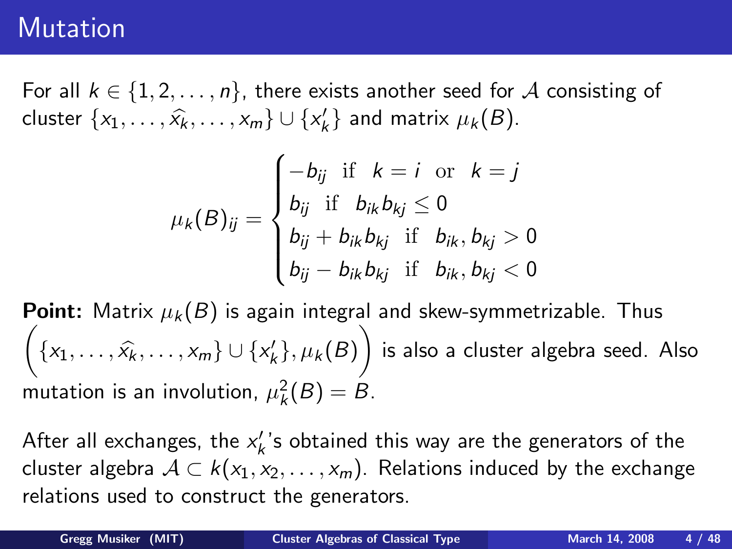# Mutation

For all $k \in \{1, 2, \ldots, n\}$, there exists another seed for $\mathcal{A}$ consisting of cluster $\{x_1, \ldots, \widehat{x_k}, \ldots, x_m\} \cup \{x_k'\}$ and matrix $\mu_k(B)$.

$$\mu_k(B)_{ij} = \begin{cases} -b_{ij} & \text{if} \quad k = i \quad \text{or} \quad k = j \\ b_{ij} & \text{if} \quad b_{ik}b_{kj} \leq 0 \\ b_{ij} + b_{ik}b_{kj} & \text{if} \quad b_{ik}, b_{kj} > 0 \\ b_{ij} - b_{ik}b_{kj} & \text{if} \quad b_{ik}, b_{kj} < 0 \end{cases}$$

**Point:** Matrix $\mu_k(B)$ is again integral and skew-symmetrizable. Thus $\left( \{x_1, \ldots, \widehat{x_k}, \ldots, x_m\} \cup \{x_k'\}, \mu_k(B) \right)$ is also a cluster algebra seed. Also mutation is an involution, $\mu_k^2(B) = B$.

After all exchanges, the $x_k'$'s obtained this way are the generators of the cluster algebra $\mathcal{A} \subset k(x_1, x_2, \ldots, x_m)$. Relations induced by the exchange relations used to construct the generators.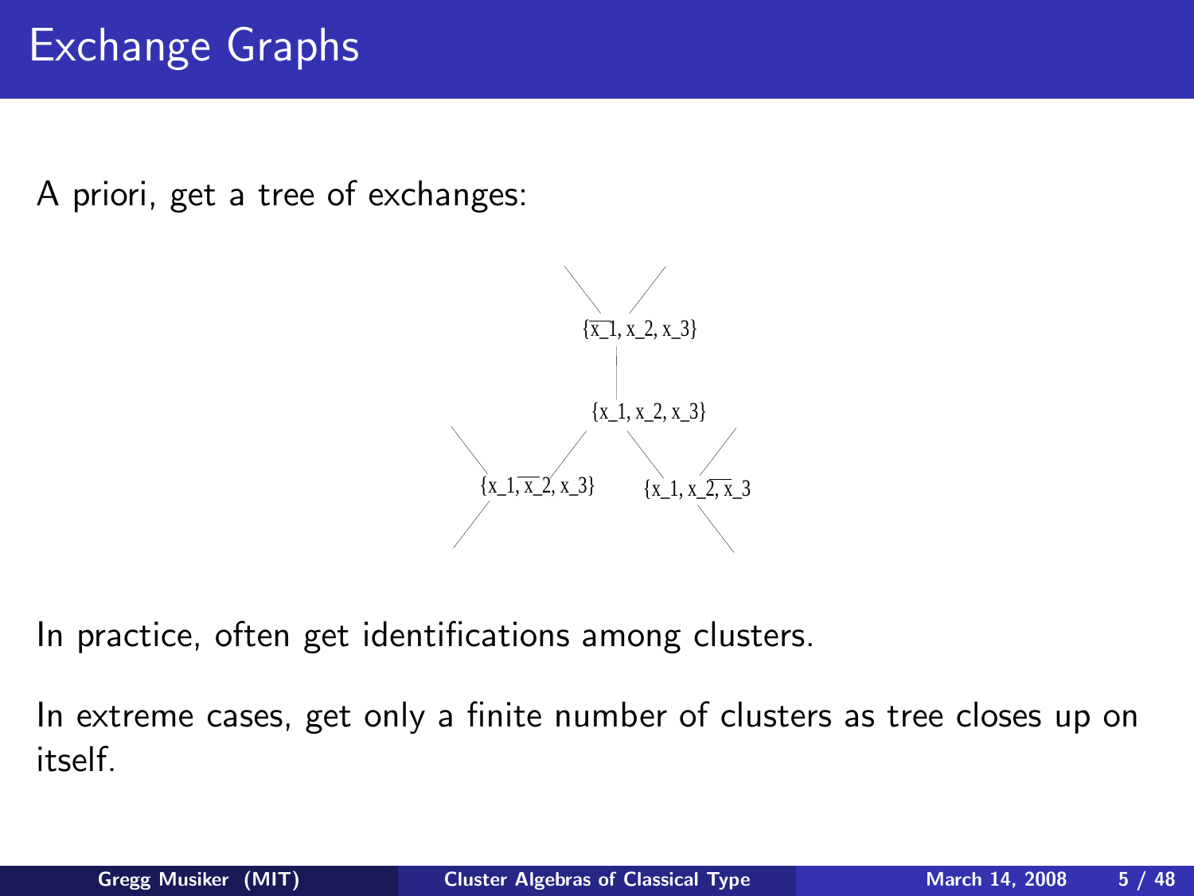# Exchange Graphs

A priori, get a tree of exchanges:

$\{\overline{x_1}, x_2, x_3\}$

$\{x_1, x_2, x_3\}$

$\{x_1, \overline{x_2}, x_3\}$ $\{x_1, x_2, \overline{x_3}\}$

In practice, often get identifications among clusters.

In extreme cases, get only a finite number of clusters as tree closes up on itself.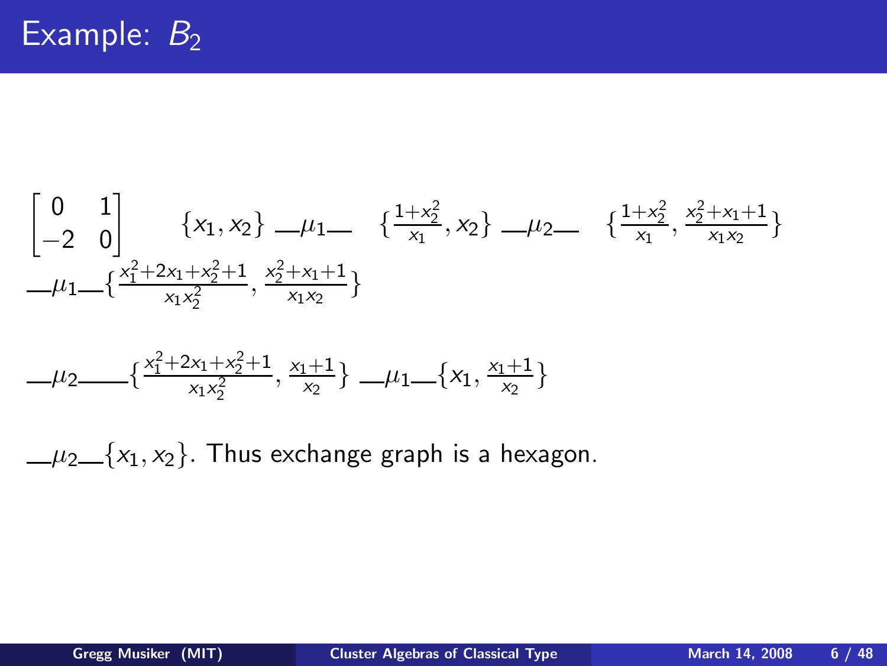# Example: $B_2$

$$\begin{bmatrix} 0 & 1 \\ -2 & 0 \end{bmatrix} \qquad \{x_1, x_2\} \;\_\mu_1\_\; \left\{\frac{1+x_2^2}{x_1}, x_2\right\} \;\_\mu_2\_\; \left\{\frac{1+x_2^2}{x_1}, \frac{x_2^2+x_1+1}{x_1x_2}\right\}$$

$$\_\mu_1\_\left\{\frac{x_1^2+2x_1+x_2^2+1}{x_1x_2^2}, \frac{x_2^2+x_1+1}{x_1x_2}\right\}$$

$$\_\mu_2\_\_\left\{\frac{x_1^2+2x_1+x_2^2+1}{x_1x_2^2}, \frac{x_1+1}{x_2}\right\} \;\_\mu_1\_\left\{x_1, \frac{x_1+1}{x_2}\right\}$$

$\_\mu_2\_\{x_1, x_2\}$. Thus exchange graph is a hexagon.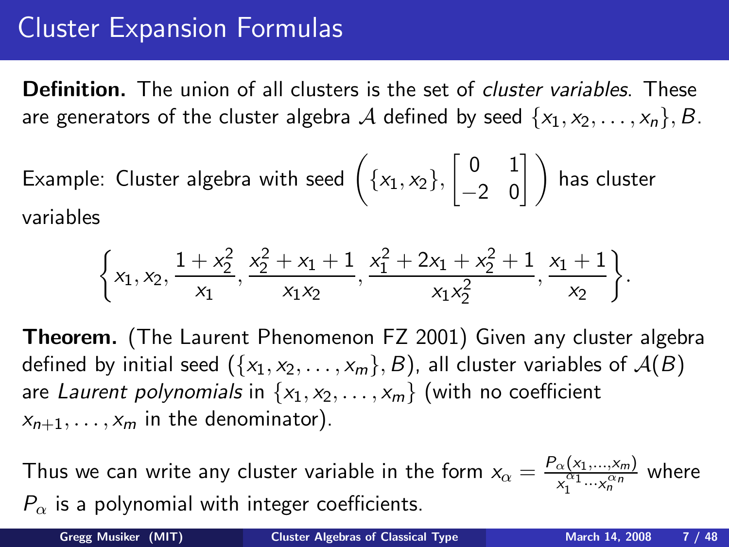# Cluster Expansion Formulas

**Definition.** The union of all clusters is the set of *cluster variables*. These are generators of the cluster algebra $\mathcal{A}$ defined by seed $\{x_1, x_2, \ldots, x_n\}, B$.

Example: Cluster algebra with seed $\left(\{x_1, x_2\}, \begin{bmatrix} 0 & 1 \\ -2 & 0 \end{bmatrix}\right)$ has cluster variables

$$\left\{x_1, x_2, \frac{1 + x_2^2}{x_1}, \frac{x_2^2 + x_1 + 1}{x_1 x_2}, \frac{x_1^2 + 2x_1 + x_2^2 + 1}{x_1 x_2^2}, \frac{x_1 + 1}{x_2}\right\}.$$

**Theorem.** (The Laurent Phenomenon FZ 2001) Given any cluster algebra defined by initial seed $(\{x_1, x_2, \ldots, x_m\}, B)$, all cluster variables of $\mathcal{A}(B)$ are *Laurent polynomials* in $\{x_1, x_2, \ldots, x_m\}$ (with no coefficient $x_{n+1}, \ldots, x_m$ in the denominator).

Thus we can write any cluster variable in the form $x_\alpha = \frac{P_\alpha(x_1, \ldots, x_m)}{x_1^{\alpha_1} \cdots x_n^{\alpha_n}}$ where $P_\alpha$ is a polynomial with integer coefficients.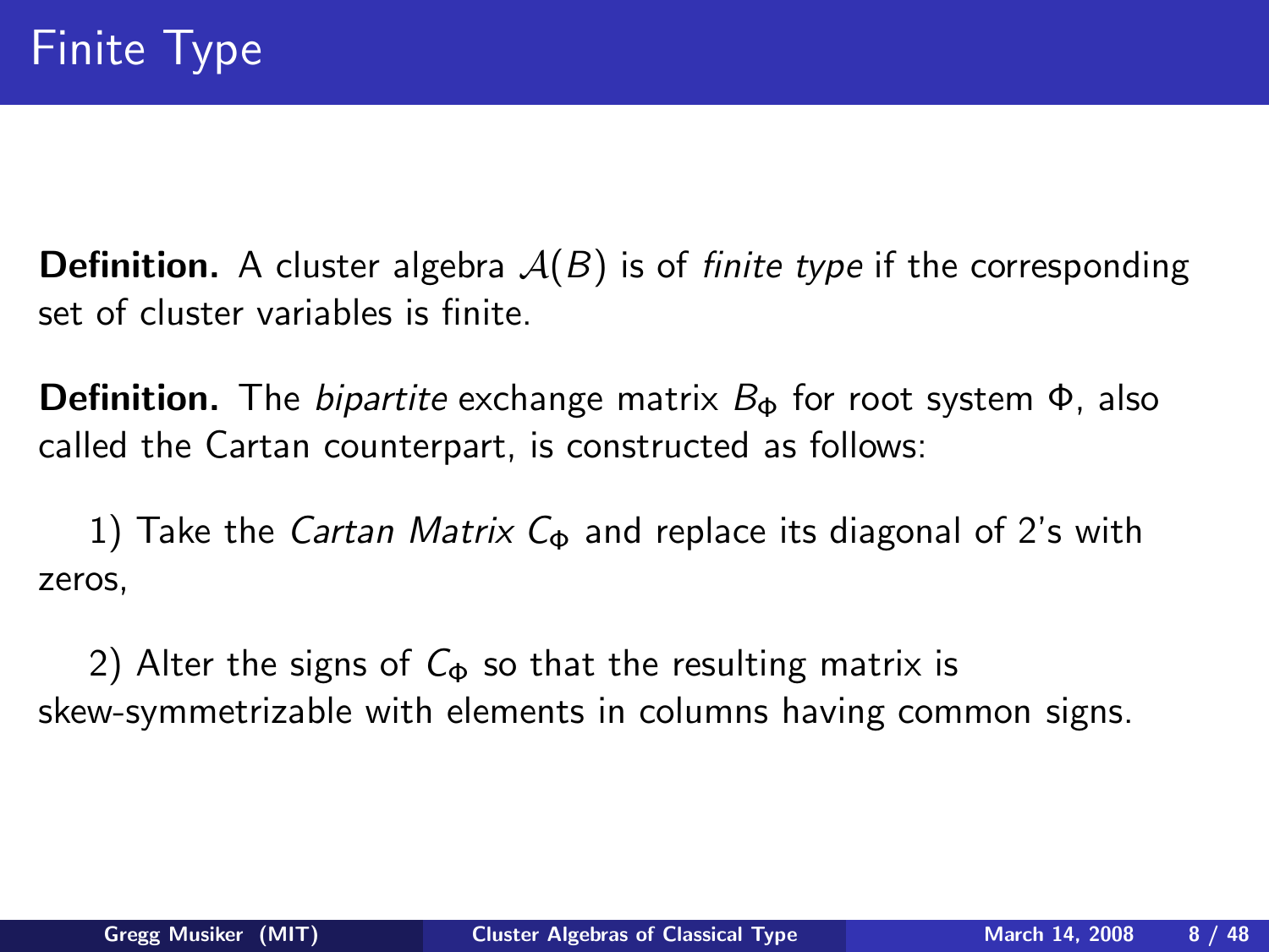# Finite Type

**Definition.** A cluster algebra $\mathcal{A}(B)$ is of *finite type* if the corresponding set of cluster variables is finite.

**Definition.** The *bipartite* exchange matrix $B_\Phi$ for root system $\Phi$, also called the Cartan counterpart, is constructed as follows:

1) Take the *Cartan Matrix* $C_\Phi$ and replace its diagonal of 2's with zeros,

2) Alter the signs of $C_\Phi$ so that the resulting matrix is skew-symmetrizable with elements in columns having common signs.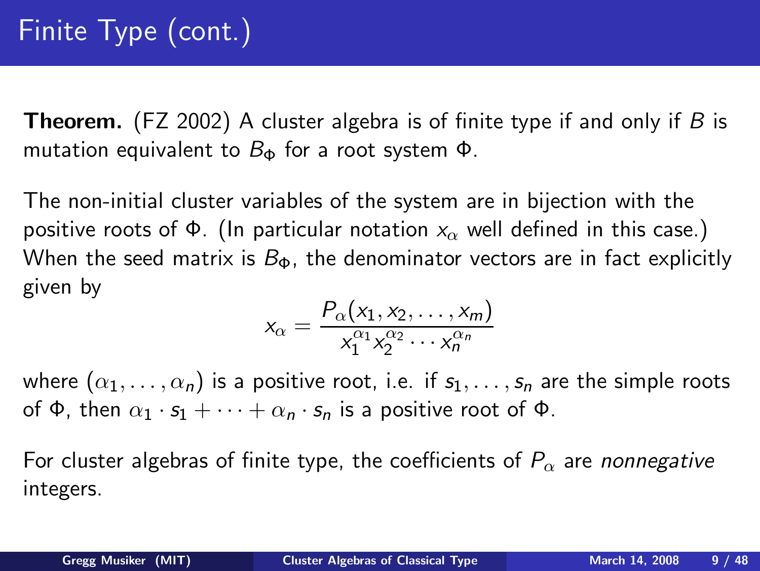# Finite Type (cont.)

**Theorem.** (FZ 2002) A cluster algebra is of finite type if and only if $B$ is mutation equivalent to $B_\Phi$ for a root system $\Phi$.

The non-initial cluster variables of the system are in bijection with the positive roots of $\Phi$. (In particular notation $x_\alpha$ well defined in this case.) When the seed matrix is $B_\Phi$, the denominator vectors are in fact explicitly given by

$$x_\alpha = \frac{P_\alpha(x_1, x_2, \dots, x_m)}{x_1^{\alpha_1} x_2^{\alpha_2} \cdots x_n^{\alpha_n}}$$

where $(\alpha_1, \dots, \alpha_n)$ is a positive root, i.e. if $s_1, \dots, s_n$ are the simple roots of $\Phi$, then $\alpha_1 \cdot s_1 + \cdots + \alpha_n \cdot s_n$ is a positive root of $\Phi$.

For cluster algebras of finite type, the coefficients of $P_\alpha$ are *nonnegative* integers.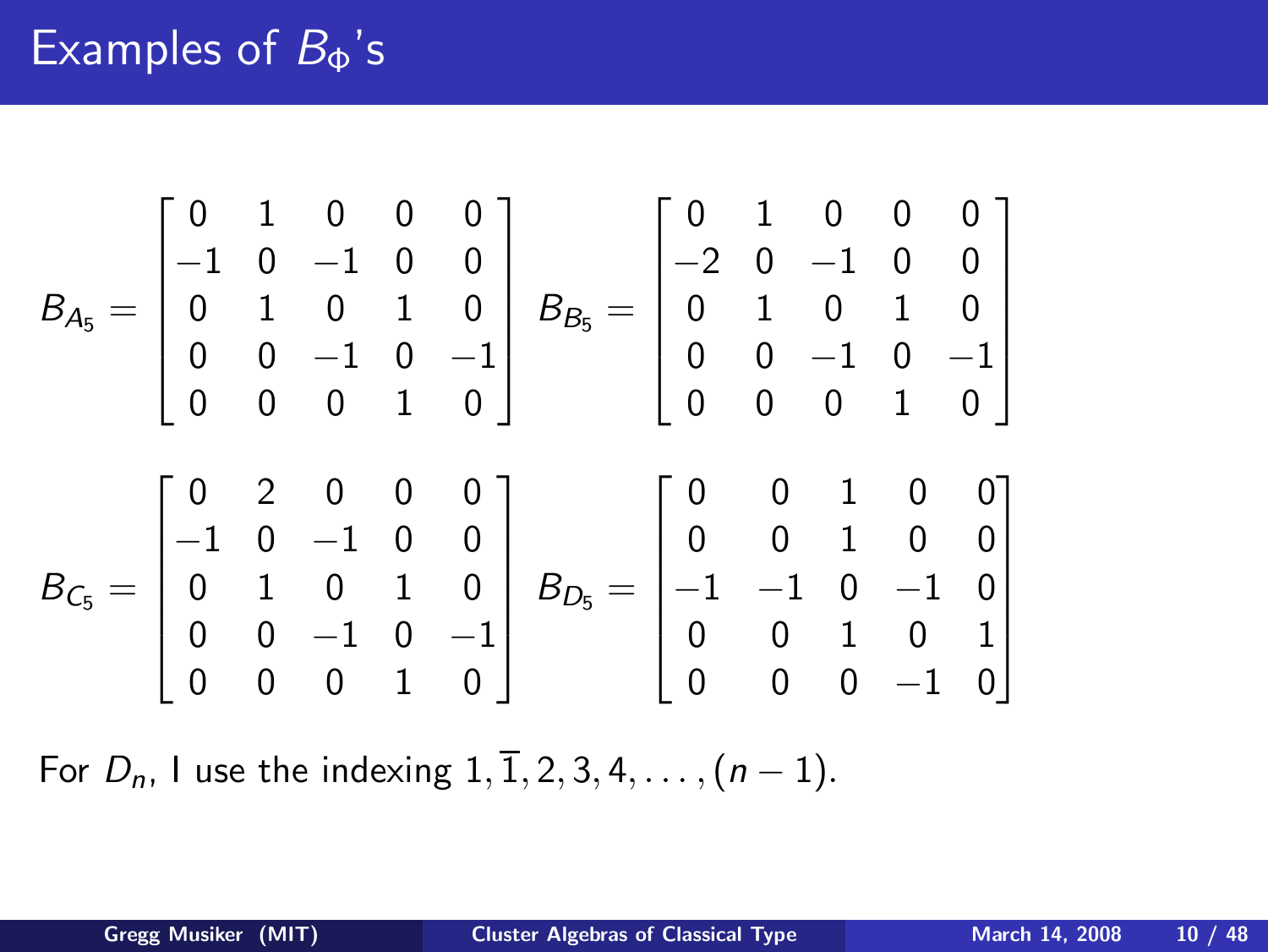# Examples of $B_\Phi$'s

$$B_{A_5} = \begin{bmatrix} 0 & 1 & 0 & 0 & 0 \\ -1 & 0 & -1 & 0 & 0 \\ 0 & 1 & 0 & 1 & 0 \\ 0 & 0 & -1 & 0 & -1 \\ 0 & 0 & 0 & 1 & 0 \end{bmatrix} \quad B_{B_5} = \begin{bmatrix} 0 & 1 & 0 & 0 & 0 \\ -2 & 0 & -1 & 0 & 0 \\ 0 & 1 & 0 & 1 & 0 \\ 0 & 0 & -1 & 0 & -1 \\ 0 & 0 & 0 & 1 & 0 \end{bmatrix}$$

$$B_{C_5} = \begin{bmatrix} 0 & 2 & 0 & 0 & 0 \\ -1 & 0 & -1 & 0 & 0 \\ 0 & 1 & 0 & 1 & 0 \\ 0 & 0 & -1 & 0 & -1 \\ 0 & 0 & 0 & 1 & 0 \end{bmatrix} \quad B_{D_5} = \begin{bmatrix} 0 & 0 & 1 & 0 & 0 \\ 0 & 0 & 1 & 0 & 0 \\ -1 & -1 & 0 & -1 & 0 \\ 0 & 0 & 1 & 0 & 1 \\ 0 & 0 & 0 & -1 & 0 \end{bmatrix}$$

For $D_n$, I use the indexing $1, \overline{1}, 2, 3, 4, \dots, (n-1)$.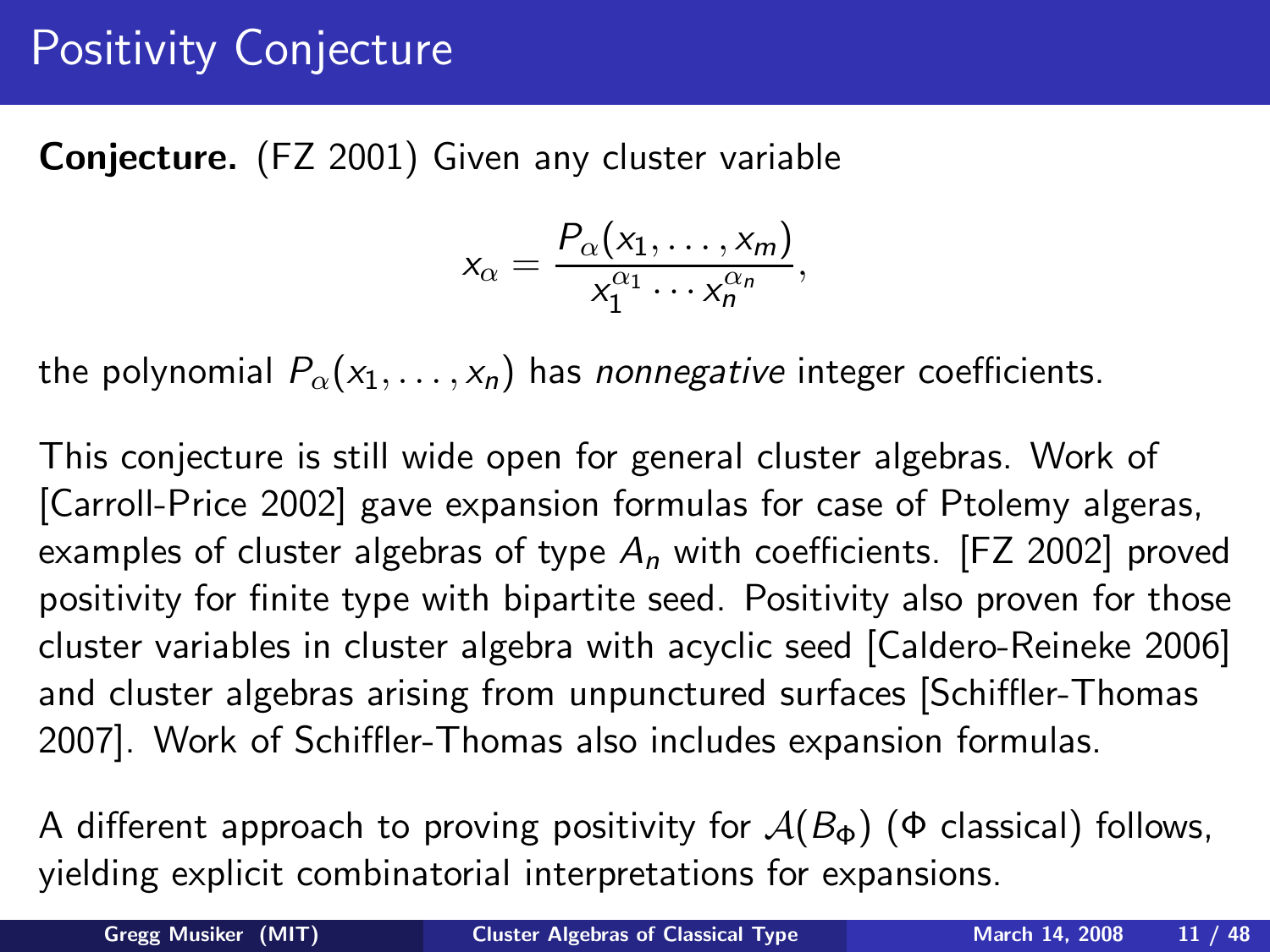# Positivity Conjecture

**Conjecture.** (FZ 2001) Given any cluster variable

$$x_\alpha = \frac{P_\alpha(x_1, \ldots, x_m)}{x_1^{\alpha_1} \cdots x_n^{\alpha_n}},$$

the polynomial $P_\alpha(x_1, \ldots, x_n)$ has *nonnegative* integer coefficients.

This conjecture is still wide open for general cluster algebras. Work of [Carroll-Price 2002] gave expansion formulas for case of Ptolemy algeras, examples of cluster algebras of type $A_n$ with coefficients. [FZ 2002] proved positivity for finite type with bipartite seed. Positivity also proven for those cluster variables in cluster algebra with acyclic seed [Caldero-Reineke 2006] and cluster algebras arising from unpunctured surfaces [Schiffler-Thomas 2007]. Work of Schiffler-Thomas also includes expansion formulas.

A different approach to proving positivity for $\mathcal{A}(B_\Phi)$ ($\Phi$ classical) follows, yielding explicit combinatorial interpretations for expansions.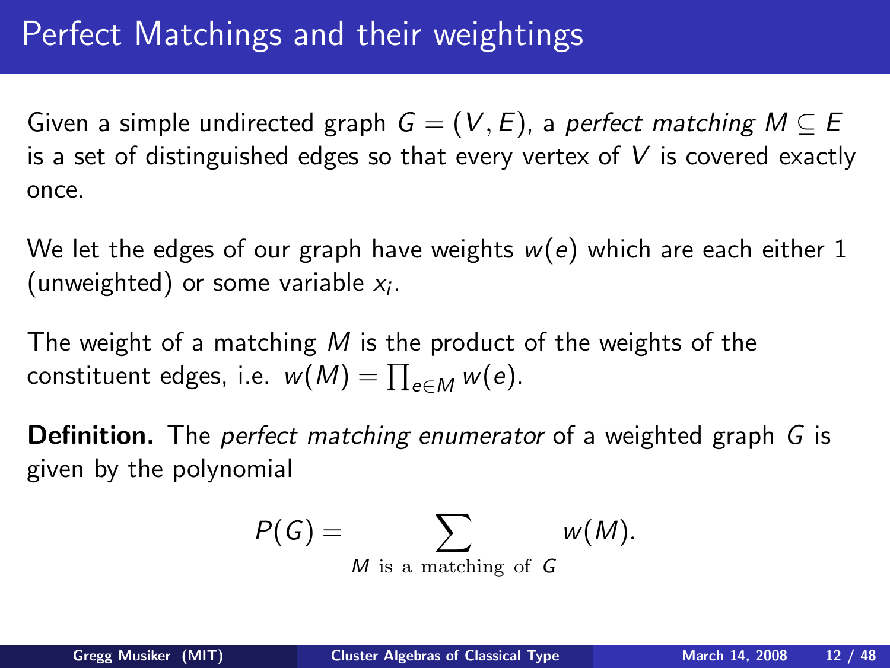# Perfect Matchings and their weightings

Given a simple undirected graph $G = (V, E)$, a *perfect matching* $M \subseteq E$ is a set of distinguished edges so that every vertex of $V$ is covered exactly once.

We let the edges of our graph have weights $w(e)$ which are each either 1 (unweighted) or some variable $x_i$.

The weight of a matching $M$ is the product of the weights of the constituent edges, i.e. $w(M) = \prod_{e \in M} w(e)$.

**Definition.** The *perfect matching enumerator* of a weighted graph $G$ is given by the polynomial

$$P(G) = \sum_{M \text{ is a matching of } G} w(M).$$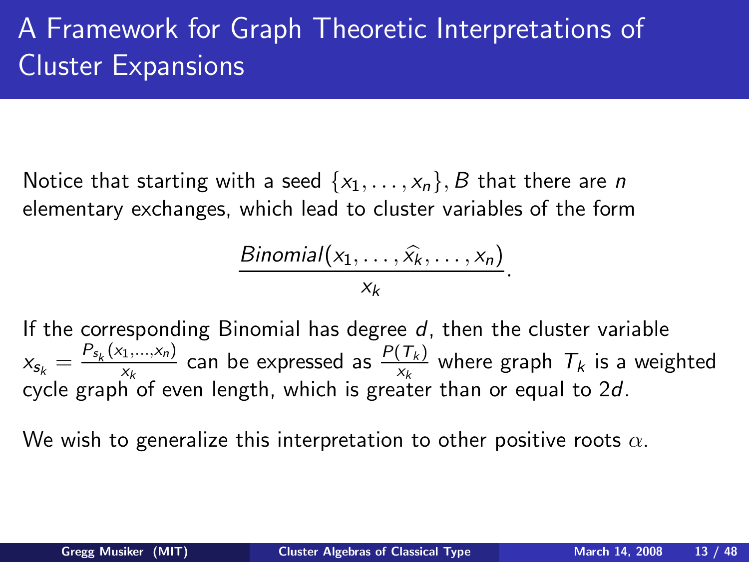# A Framework for Graph Theoretic Interpretations of Cluster Expansions

Notice that starting with a seed $\{x_1, \ldots, x_n\}, B$ that there are $n$ elementary exchanges, which lead to cluster variables of the form

$$\frac{Binomial(x_1, \ldots, \widehat{x_k}, \ldots, x_n)}{x_k}.$$

If the corresponding Binomial has degree $d$, then the cluster variable $x_{s_k} = \frac{P_{s_k}(x_1, \ldots, x_n)}{x_k}$ can be expressed as $\frac{P(T_k)}{x_k}$ where graph $T_k$ is a weighted cycle graph of even length, which is greater than or equal to $2d$.

We wish to generalize this interpretation to other positive roots $\alpha$.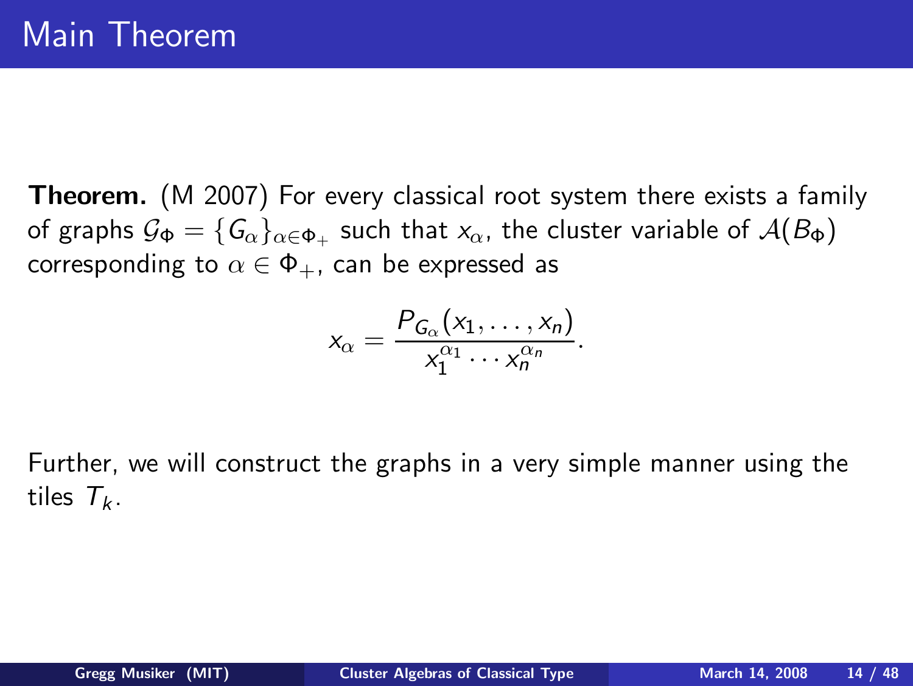# Main Theorem

**Theorem.** (M 2007) For every classical root system there exists a family of graphs $\mathcal{G}_\Phi = \{G_\alpha\}_{\alpha \in \Phi_+}$ such that $x_\alpha$, the cluster variable of $\mathcal{A}(B_\Phi)$ corresponding to $\alpha \in \Phi_+$, can be expressed as

$$x_\alpha = \frac{P_{G_\alpha}(x_1, \ldots, x_n)}{x_1^{\alpha_1} \cdots x_n^{\alpha_n}}.$$

Further, we will construct the graphs in a very simple manner using the tiles $T_k$.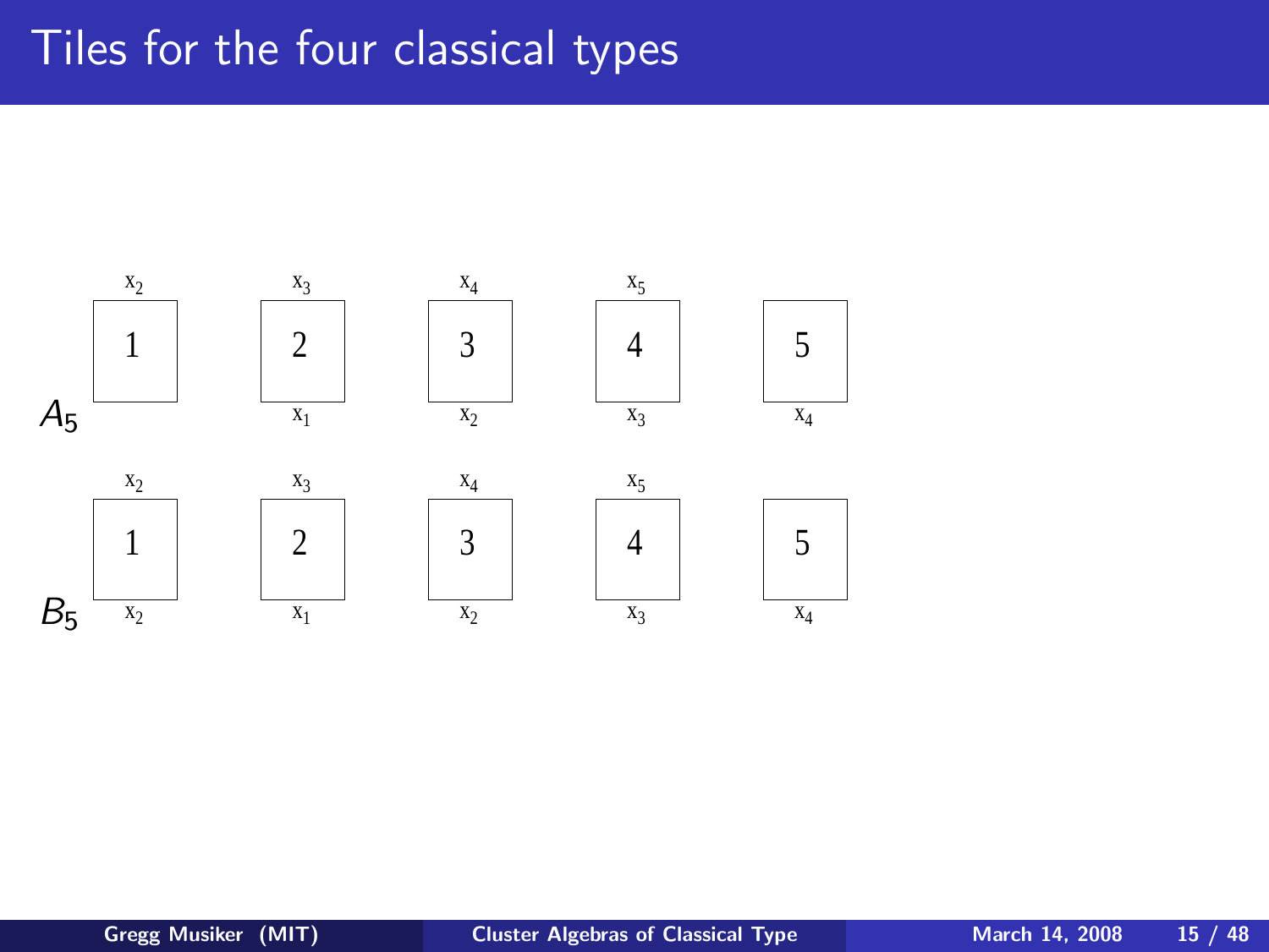# Tiles for the four classical types

$A_5$

| | Tile 1 | Tile 2 | Tile 3 | Tile 4 | Tile 5 |
|---|---|---|---|---|---|
| top | $x_2$ | $x_3$ | $x_4$ | $x_5$ | |
| tile | 1 | 2 | 3 | 4 | 5 |
| bottom | | $x_1$ | $x_2$ | $x_3$ | $x_4$ |

$B_5$

| | Tile 1 | Tile 2 | Tile 3 | Tile 4 | Tile 5 |
|---|---|---|---|---|---|
| top | $x_2$ | $x_3$ | $x_4$ | $x_5$ | |
| tile | 1 | 2 | 3 | 4 | 5 |
| bottom | $x_2$ | $x_1$ | $x_2$ | $x_3$ | $x_4$ |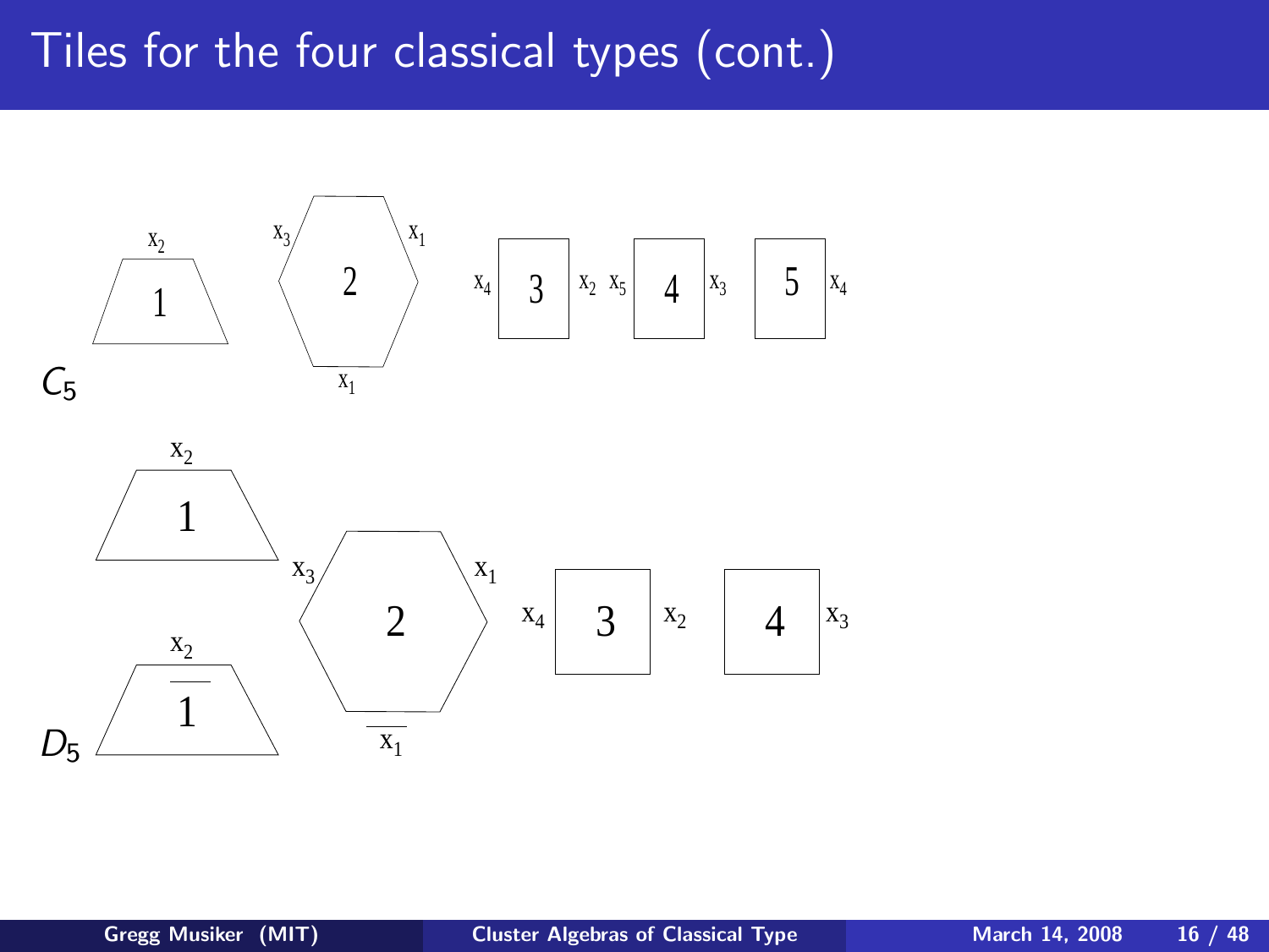# Tiles for the four classical types (cont.)

$C_5$

Tile 1: $x_2$ (top)

Tile 2: $x_3$, $x_1$ (upper sides), $x_1$ (bottom)

Tile 3: $x_4$, $x_2$

Tile 4: $x_5$, $x_3$

Tile 5: $x_4$

$D_5$

Tile 1: $x_2$ (top)

Tile $\overline{1}$: $x_2$ (top)

Tile 2: $x_3$, $x_1$ (upper sides), $\overline{x_1}$ (bottom)

Tile 3: $x_4$, $x_2$

Tile 4: $x_3$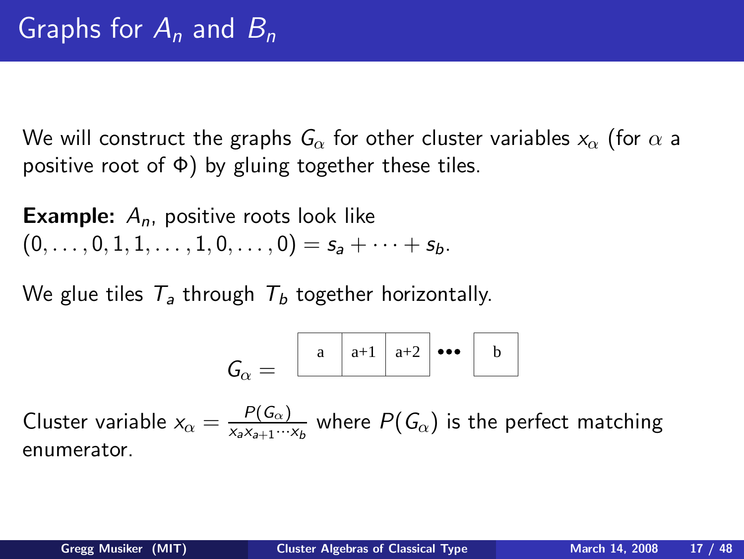# Graphs for $A_n$ and $B_n$

We will construct the graphs $G_\alpha$ for other cluster variables $x_\alpha$ (for $\alpha$ a positive root of $\Phi$) by gluing together these tiles.

**Example:** $A_n$, positive roots look like $(0, \ldots, 0, 1, 1, \ldots, 1, 0, \ldots, 0) = s_a + \cdots + s_b$.

We glue tiles $T_a$ through $T_b$ together horizontally.

$G_\alpha =$ | a | a+1 | a+2 | ••• | b |

Cluster variable $x_\alpha = \frac{P(G_\alpha)}{x_a x_{a+1} \cdots x_b}$ where $P(G_\alpha)$ is the perfect matching enumerator.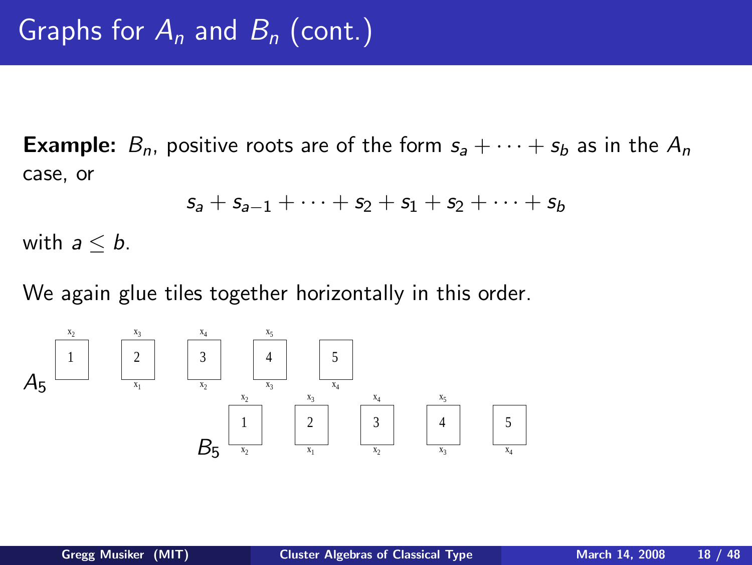# Graphs for $A_n$ and $B_n$ (cont.)

**Example:** $B_n$, positive roots are of the form $s_a + \cdots + s_b$ as in the $A_n$ case, or

$$s_a + s_{a-1} + \cdots + s_2 + s_1 + s_2 + \cdots + s_b$$

with $a \leq b$.

We again glue tiles together horizontally in this order.

$A_5$: tiles 1, 2, 3, 4, 5 with labels:

| Tile | Top | Bottom |
|---|---|---|
| 1 | $x_2$ | |
| 2 | $x_3$ | $x_1$ |
| 3 | $x_4$ | $x_2$ |
| 4 | $x_5$ | $x_3$ |
| 5 | | $x_4$ |

$B_5$: tiles 1, 2, 3, 4, 5 with labels:

| Tile | Top | Bottom |
|---|---|---|
| 1 | $x_2$ | $x_2$ |
| 2 | $x_3$ | $x_1$ |
| 3 | $x_4$ | $x_2$ |
| 4 | $x_5$ | $x_3$ |
| 5 | | $x_4$ |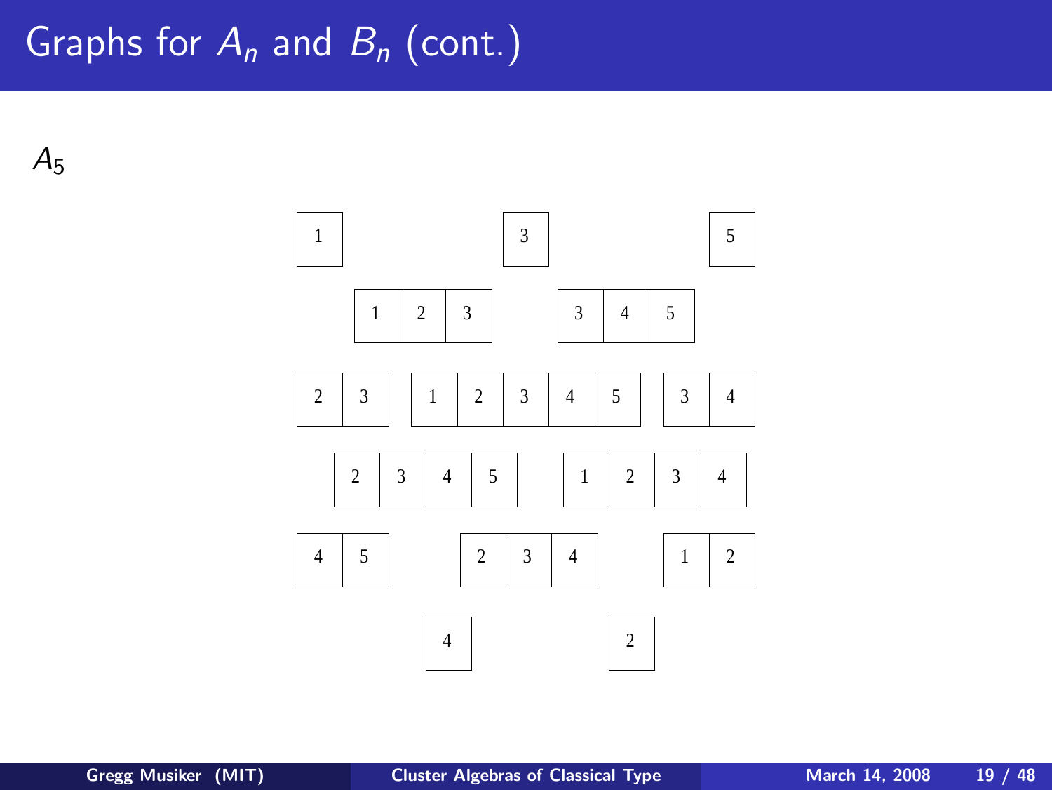# Graphs for $A_n$ and $B_n$ (cont.)

$A_5$

| 1 | | 3 | | 5 |
|---|---|---|---|---|

| 1 | 2 | 3 |
|---|---|---|

| 3 | 4 | 5 |
|---|---|---|

| 2 | 3 |
|---|---|

| 1 | 2 | 3 | 4 | 5 |
|---|---|---|---|---|

| 3 | 4 |
|---|---|

| 2 | 3 | 4 | 5 |
|---|---|---|---|

| 1 | 2 | 3 | 4 |
|---|---|---|---|

| 4 | 5 |
|---|---|

| 2 | 3 | 4 |
|---|---|---|

| 1 | 2 |
|---|---|

| 4 | | 2 |
|---|---|---|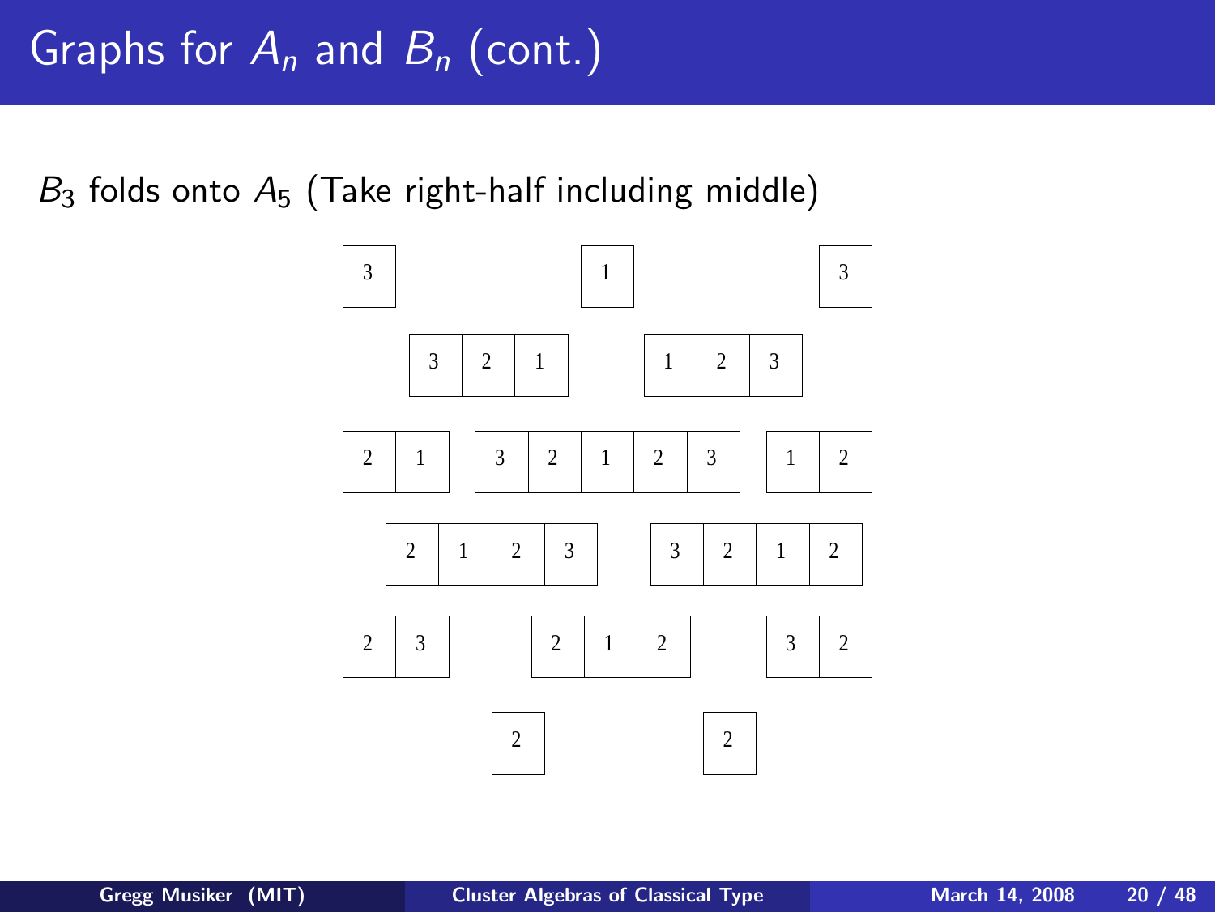# Graphs for $A_n$ and $B_n$ (cont.)

$B_3$ folds onto $A_5$ (Take right-half including middle)

| 3 | | 1 | | 3 |
|---|---|---|---|---|

| 3 | 2 | 1 | | 1 | 2 | 3 |
|---|---|---|---|---|---|---|

| 2 | 1 | | 3 | 2 | 1 | 2 | 3 | | 1 | 2 |
|---|---|---|---|---|---|---|---|---|---|---|

| 2 | 1 | 2 | 3 | | 3 | 2 | 1 | 2 |
|---|---|---|---|---|---|---|---|---|

| 2 | 3 | | 2 | 1 | 2 | | 3 | 2 |
|---|---|---|---|---|---|---|---|---|

| 2 | | 2 |
|---|---|---|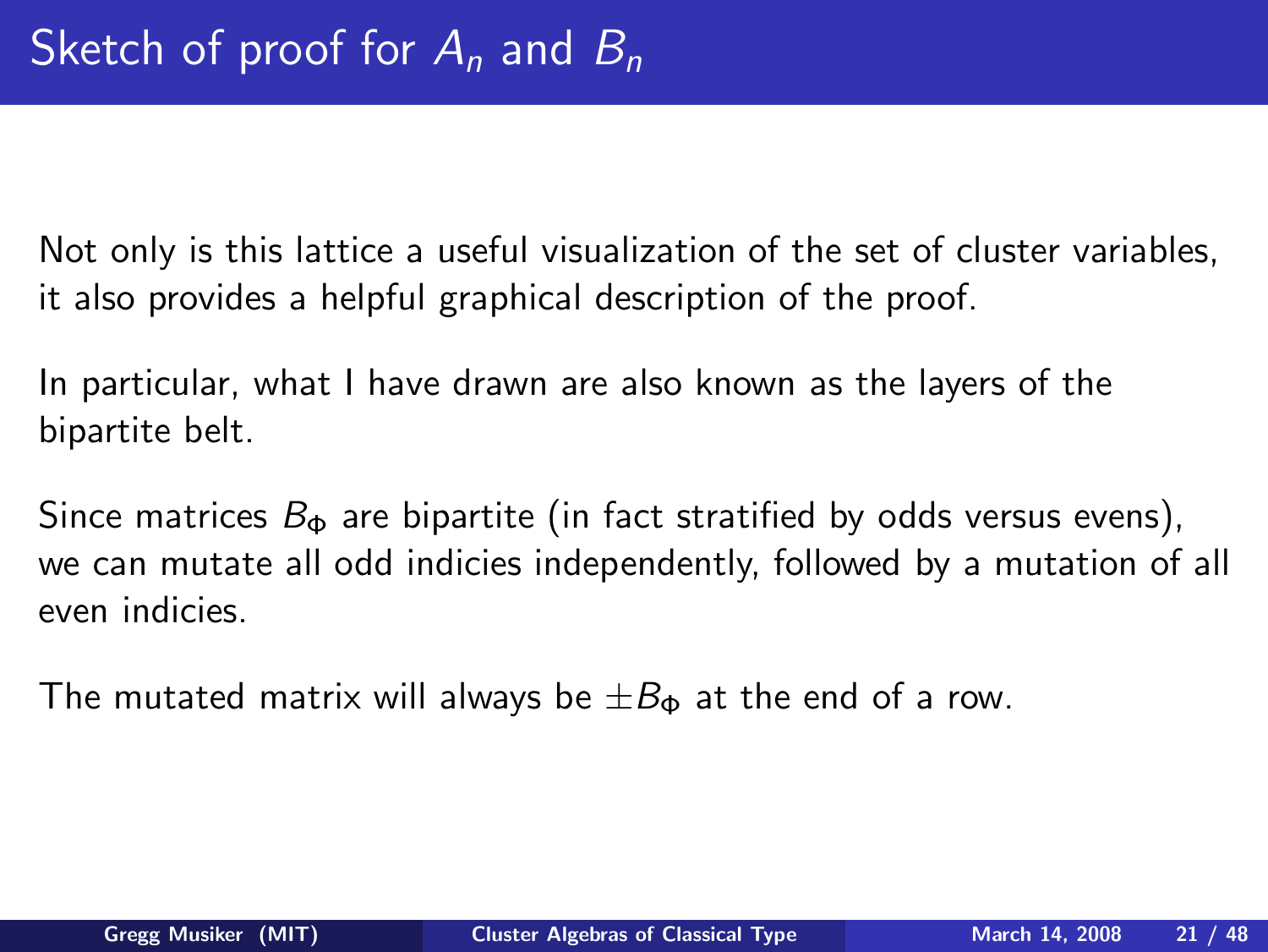# Sketch of proof for $A_n$ and $B_n$

Not only is this lattice a useful visualization of the set of cluster variables, it also provides a helpful graphical description of the proof.

In particular, what I have drawn are also known as the layers of the bipartite belt.

Since matrices $B_\Phi$ are bipartite (in fact stratified by odds versus evens), we can mutate all odd indicies independently, followed by a mutation of all even indicies.

The mutated matrix will always be $\pm B_\Phi$ at the end of a row.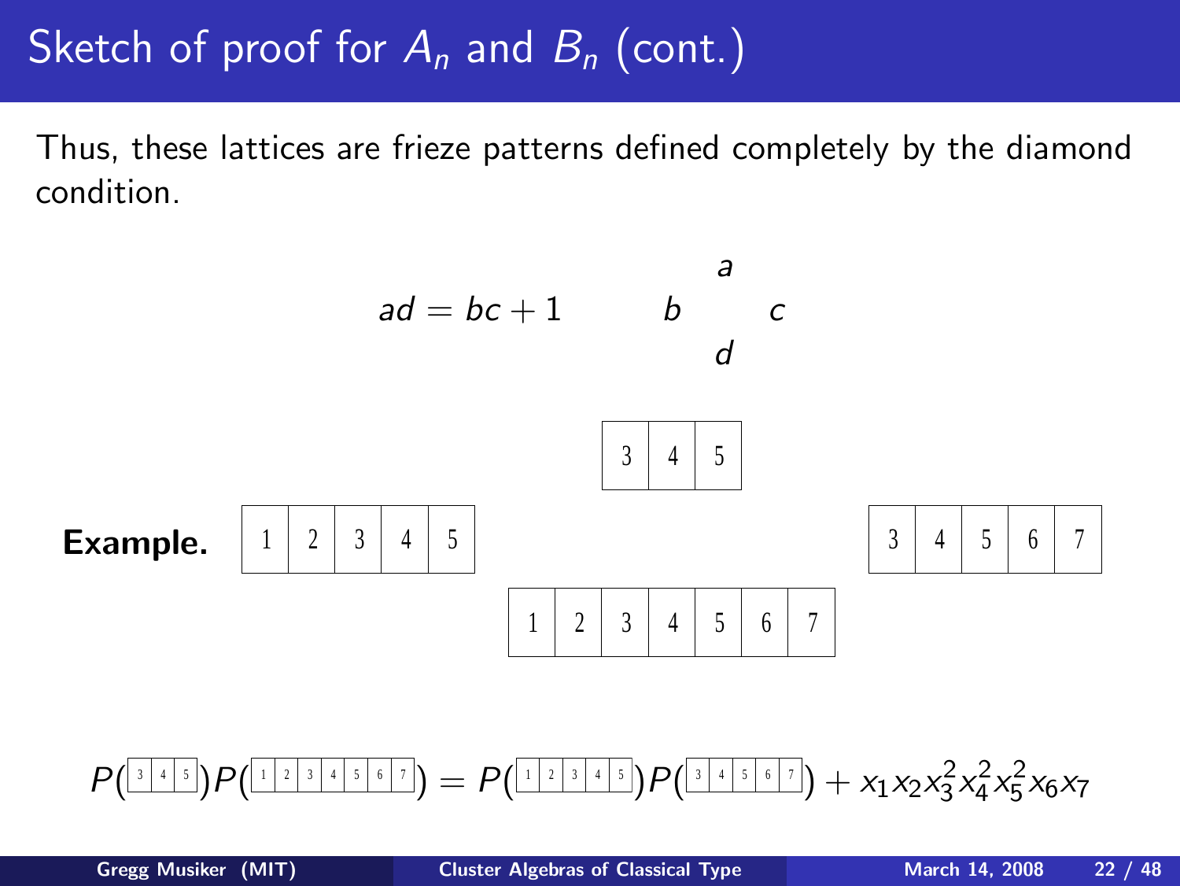# Sketch of proof for $A_n$ and $B_n$ (cont.)

Thus, these lattices are frieze patterns defined completely by the diamond condition.

$$ad = bc + 1 \qquad \begin{array}{ccc} & a & \\ b & & c \\ & d & \end{array}$$

**Example.**

| 3 | 4 | 5 |
|---|---|---|

| 1 | 2 | 3 | 4 | 5 |
|---|---|---|---|---|

| 3 | 4 | 5 | 6 | 7 |
|---|---|---|---|---|

| 1 | 2 | 3 | 4 | 5 | 6 | 7 |
|---|---|---|---|---|---|---|

$$P(\boxed{3\,|\,4\,|\,5})P(\boxed{1\,|\,2\,|\,3\,|\,4\,|\,5\,|\,6\,|\,7}) = P(\boxed{1\,|\,2\,|\,3\,|\,4\,|\,5})P(\boxed{3\,|\,4\,|\,5\,|\,6\,|\,7}) + x_1x_2x_3^2x_4^2x_5^2x_6x_7$$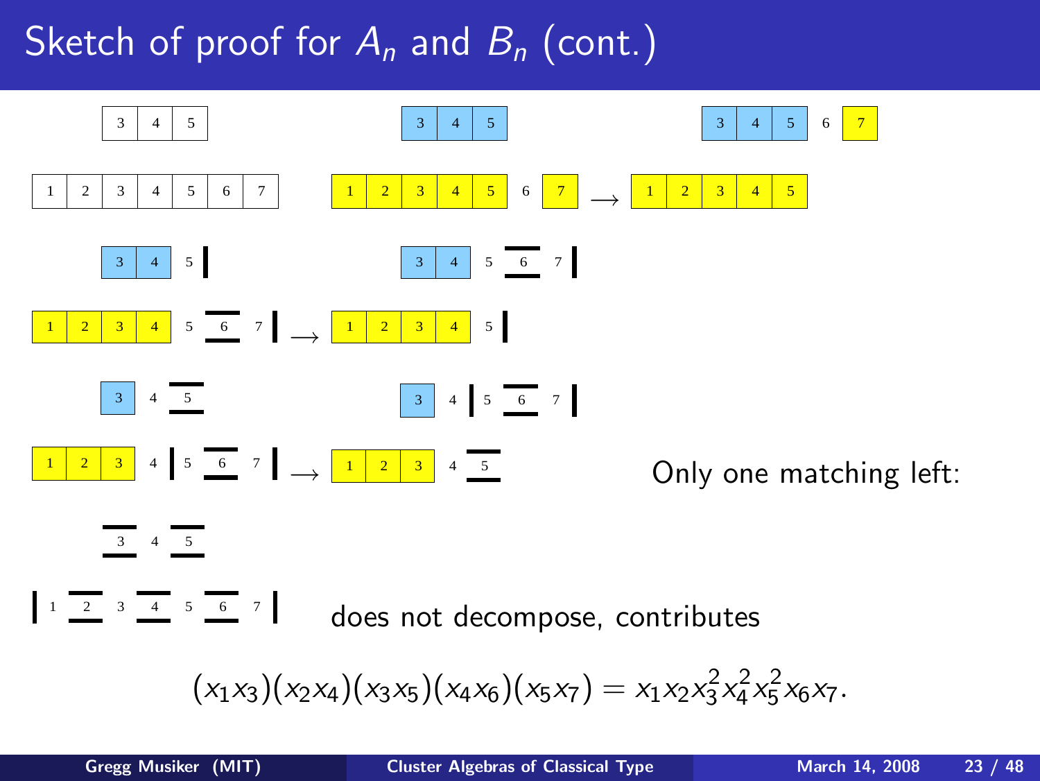# Sketch of proof for $A_n$ and $B_n$ (cont.)

Only one matching left:

does not decompose, contributes

$$(x_1x_3)(x_2x_4)(x_3x_5)(x_4x_6)(x_5x_7) = x_1x_2x_3^2x_4^2x_5^2x_6x_7.$$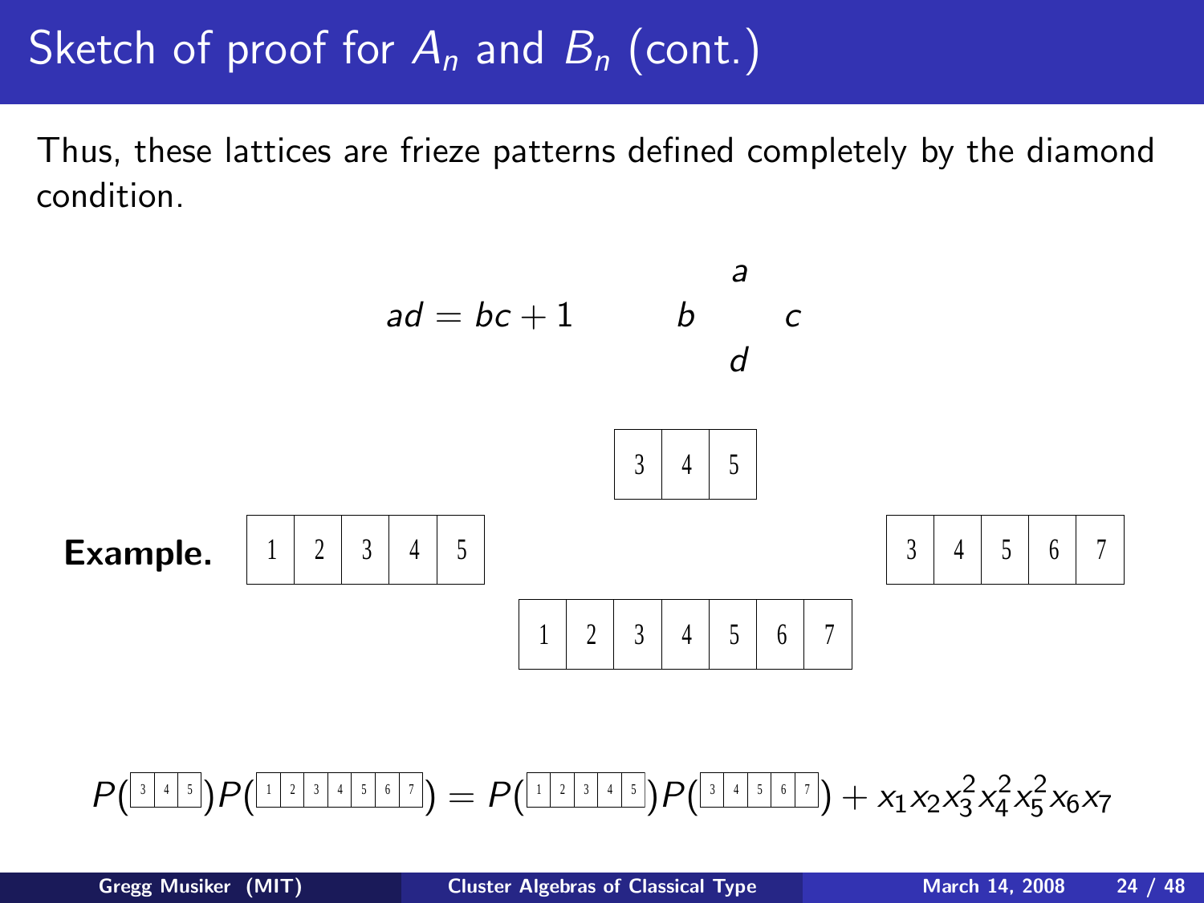# Sketch of proof for $A_n$ and $B_n$ (cont.)

Thus, these lattices are frieze patterns defined completely by the diamond condition.

$$ad = bc + 1 \qquad \begin{matrix} & a & \\ b & & c \\ & d & \end{matrix}$$

**Example.**

| 3 | 4 | 5 |
|---|---|---|

| 1 | 2 | 3 | 4 | 5 |
|---|---|---|---|---|

| 3 | 4 | 5 | 6 | 7 |
|---|---|---|---|---|

| 1 | 2 | 3 | 4 | 5 | 6 | 7 |
|---|---|---|---|---|---|---|

$$P(\boxed{3\,|\,4\,|\,5})P(\boxed{1\,|\,2\,|\,3\,|\,4\,|\,5\,|\,6\,|\,7}) = P(\boxed{1\,|\,2\,|\,3\,|\,4\,|\,5})P(\boxed{3\,|\,4\,|\,5\,|\,6\,|\,7}) + x_1x_2x_3^2x_4^2x_5^2x_6x_7$$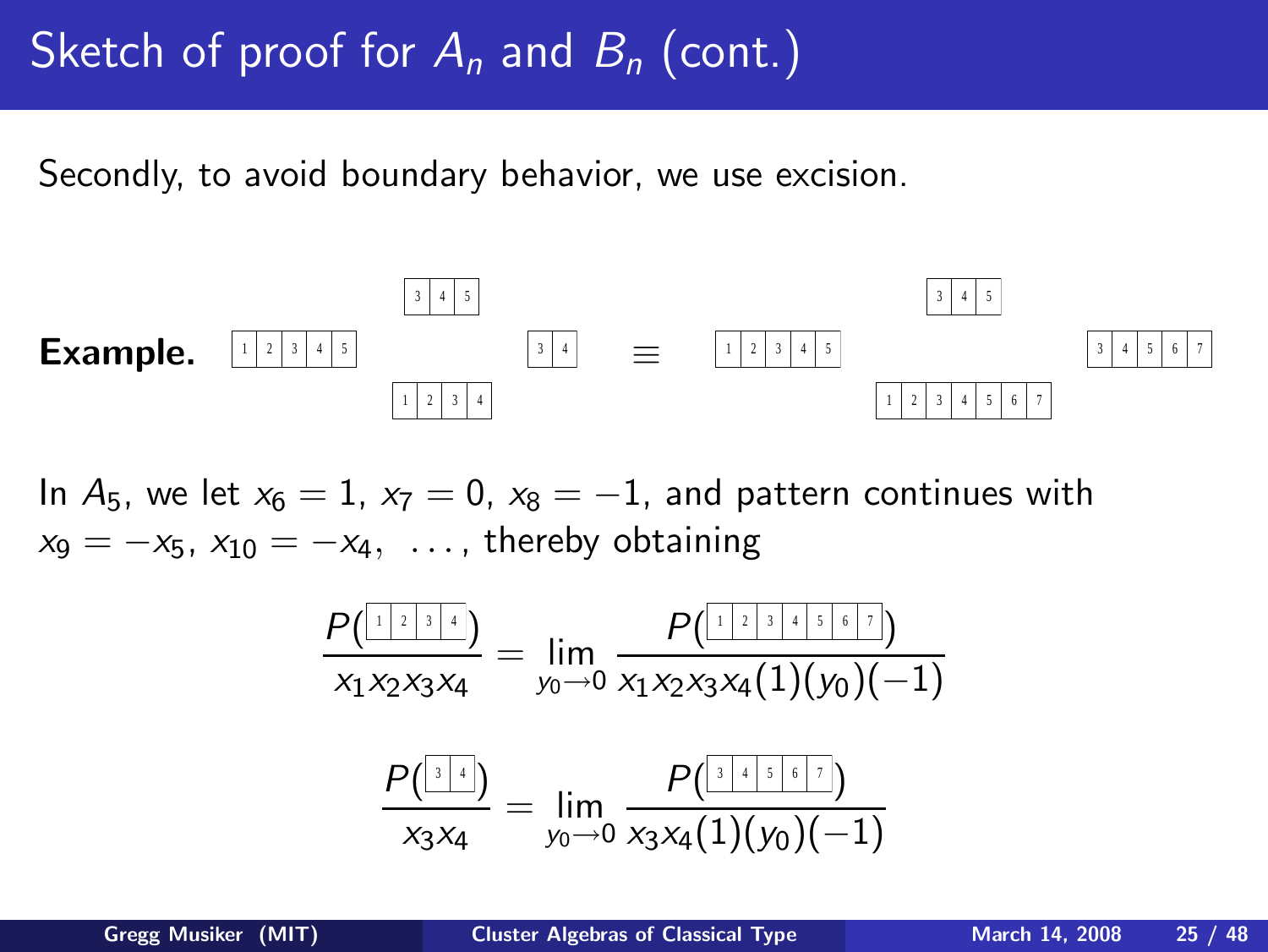# Sketch of proof for $A_n$ and $B_n$ (cont.)

Secondly, to avoid boundary behavior, we use excision.

**Example.** $\boxed{1\,|\,2\,|\,3\,|\,4\,|\,5}$ $\quad \begin{matrix} \boxed{3\,|\,4\,|\,5} \\ \\ \boxed{1\,|\,2\,|\,3\,|\,4} \end{matrix} \quad$ $\boxed{3\,|\,4}$ $\quad \equiv \quad$ $\boxed{1\,|\,2\,|\,3\,|\,4\,|\,5}$ $\quad \begin{matrix} \boxed{3\,|\,4\,|\,5} \\ \\ \boxed{1\,|\,2\,|\,3\,|\,4\,|\,5\,|\,6\,|\,7} \end{matrix} \quad$ $\boxed{3\,|\,4\,|\,5\,|\,6\,|\,7}$

In $A_5$, we let $x_6 = 1$, $x_7 = 0$, $x_8 = -1$, and pattern continues with $x_9 = -x_5$, $x_{10} = -x_4$, $\ldots$, thereby obtaining

$$\frac{P(\boxed{1\,|\,2\,|\,3\,|\,4})}{x_1x_2x_3x_4} = \lim_{y_0 \to 0} \frac{P(\boxed{1\,|\,2\,|\,3\,|\,4\,|\,5\,|\,6\,|\,7})}{x_1x_2x_3x_4(1)(y_0)(-1)}$$

$$\frac{P(\boxed{3\,|\,4})}{x_3x_4} = \lim_{y_0 \to 0} \frac{P(\boxed{3\,|\,4\,|\,5\,|\,6\,|\,7})}{x_3x_4(1)(y_0)(-1)}$$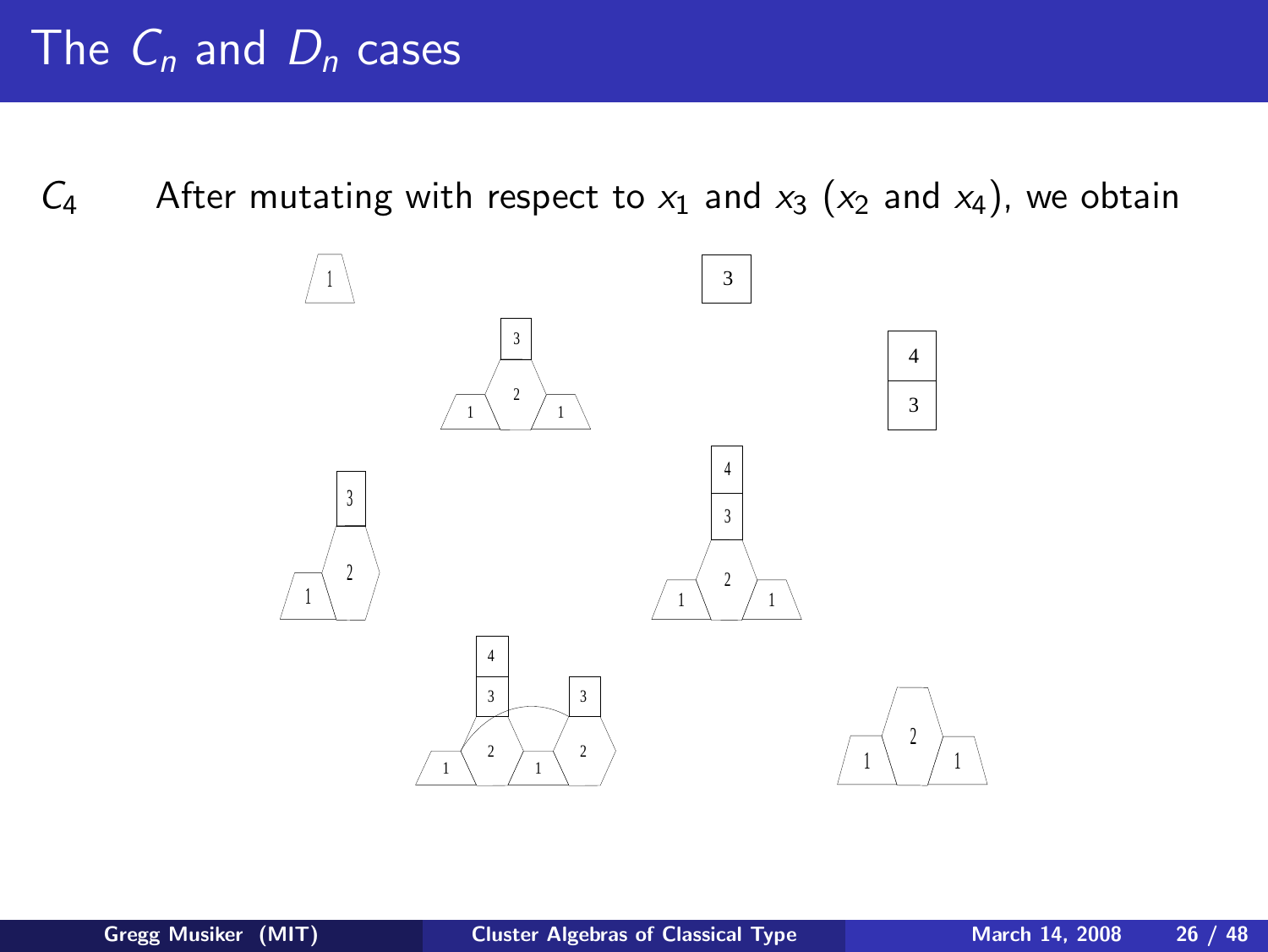# The $C_n$ and $D_n$ cases

$C_4$ After mutating with respect to $x_1$ and $x_3$ ($x_2$ and $x_4$), we obtain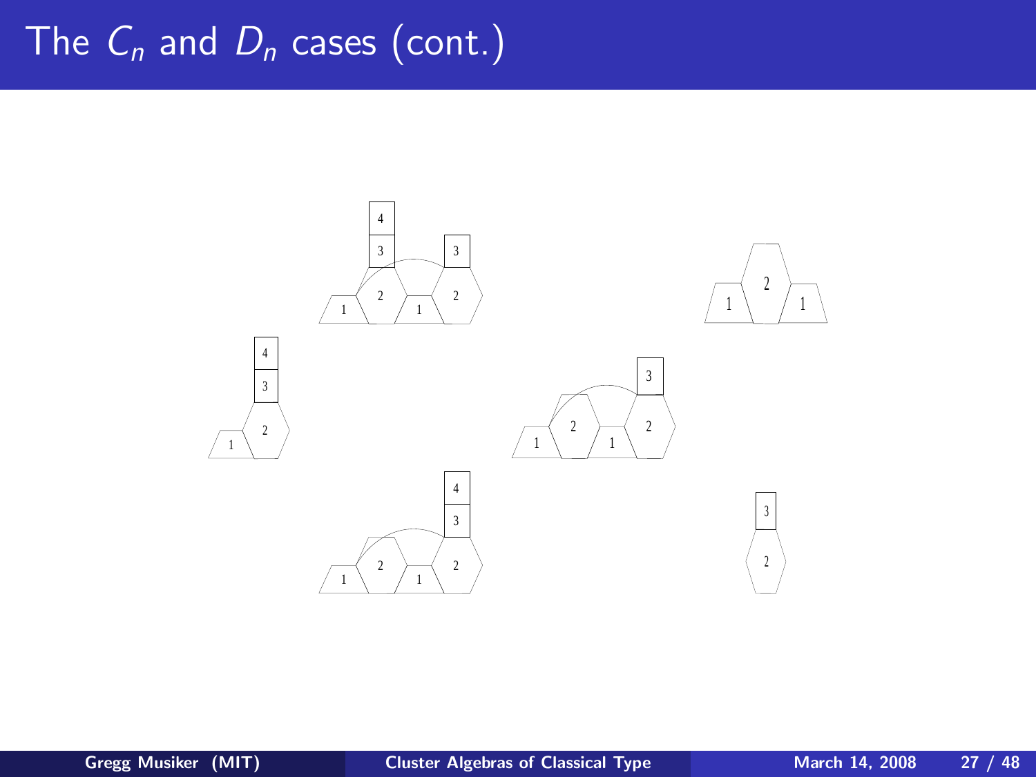# The $C_n$ and $D_n$ cases (cont.)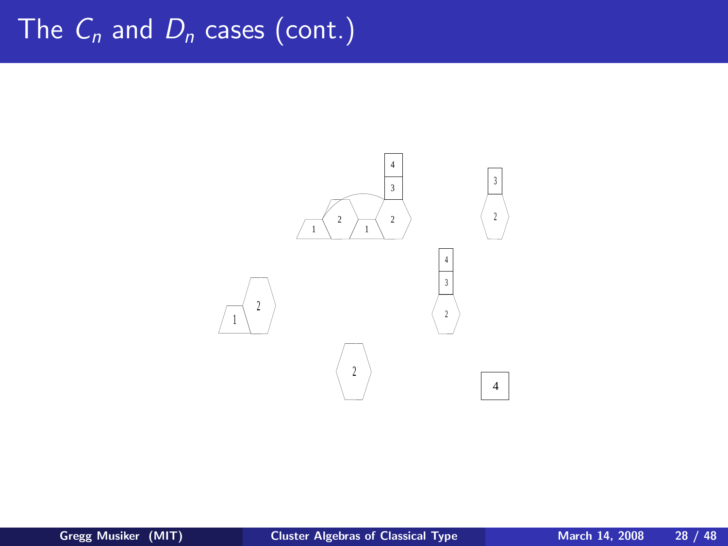# The $C_n$ and $D_n$ cases (cont.)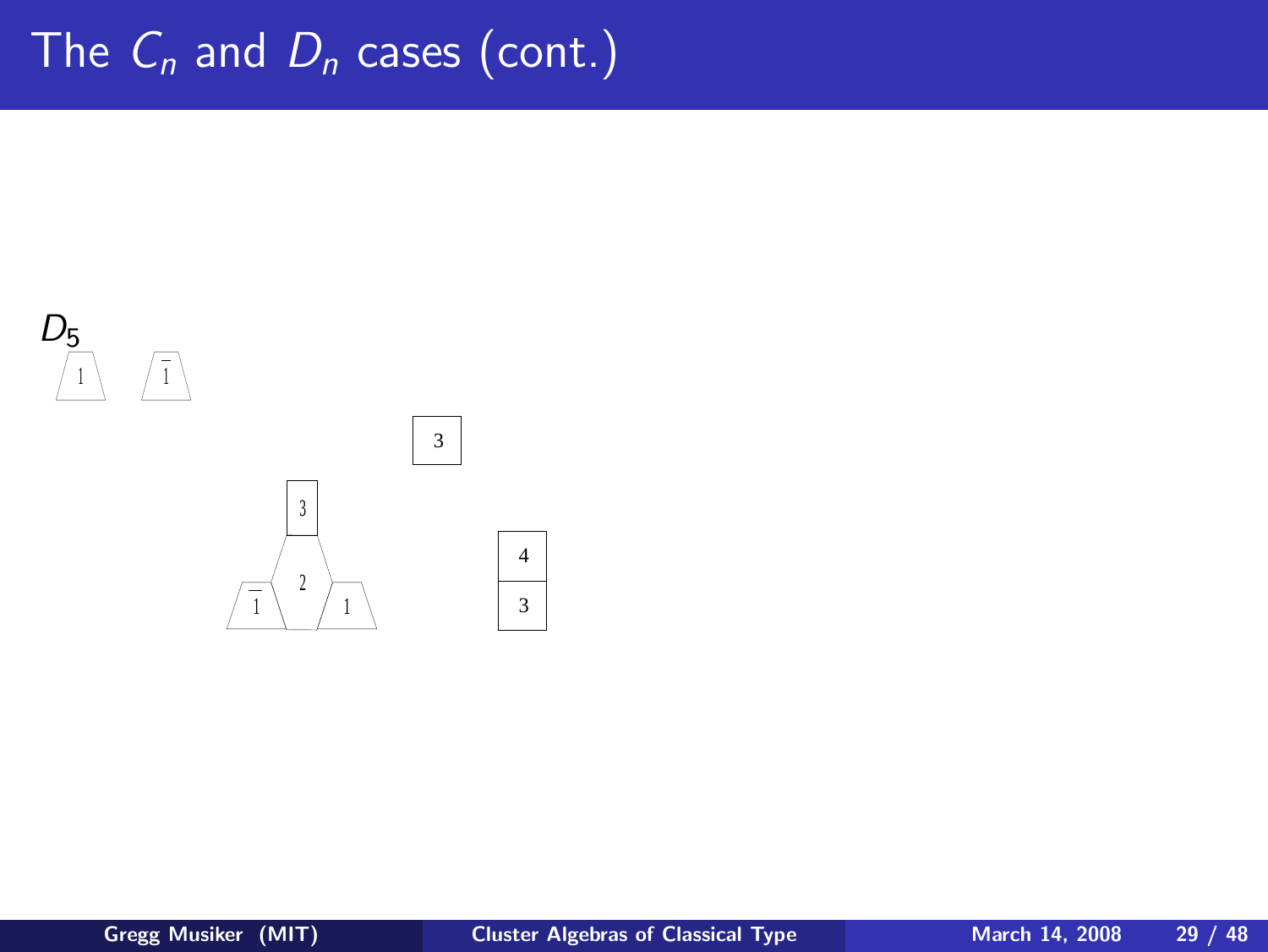# The $C_n$ and $D_n$ cases (cont.)

$D_5$

1 $\bar{1}$

3

3

$\bar{1}$ 2 1

4

3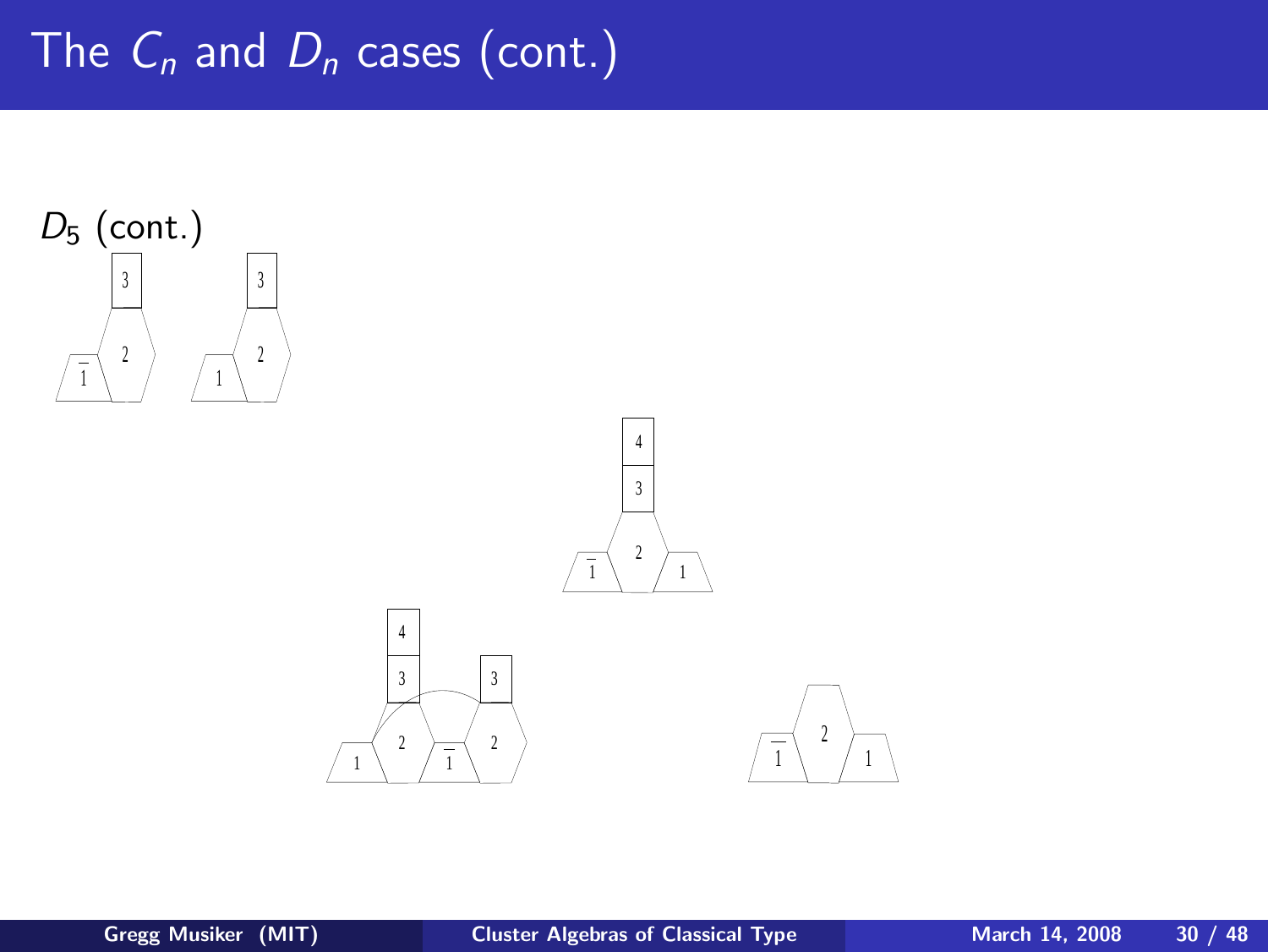# The $C_n$ and $D_n$ cases (cont.)

$D_5$ (cont.)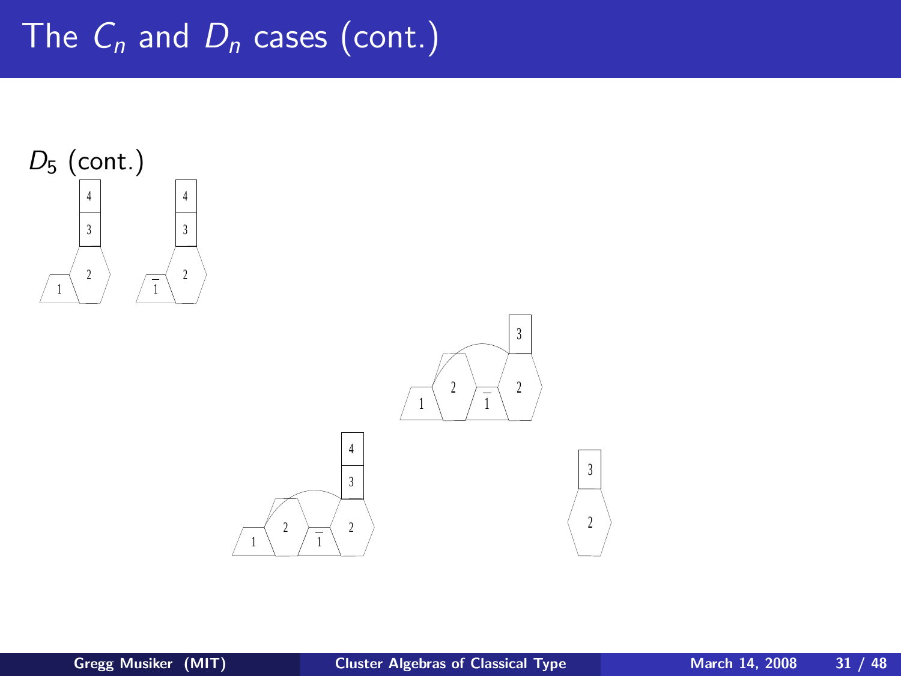# The $C_n$ and $D_n$ cases (cont.)

$D_5$ (cont.)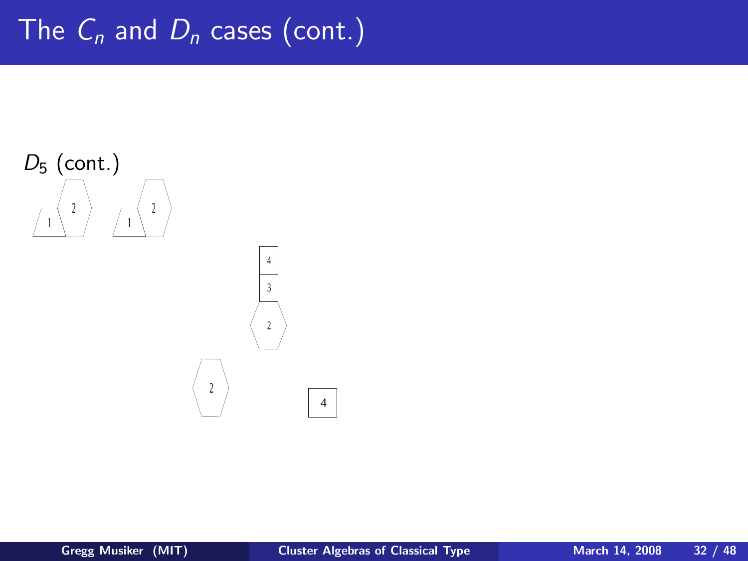# The $C_n$ and $D_n$ cases (cont.)

$D_5$ (cont.)

$\bar{1}$ 2   1 2

4
3
2

2   4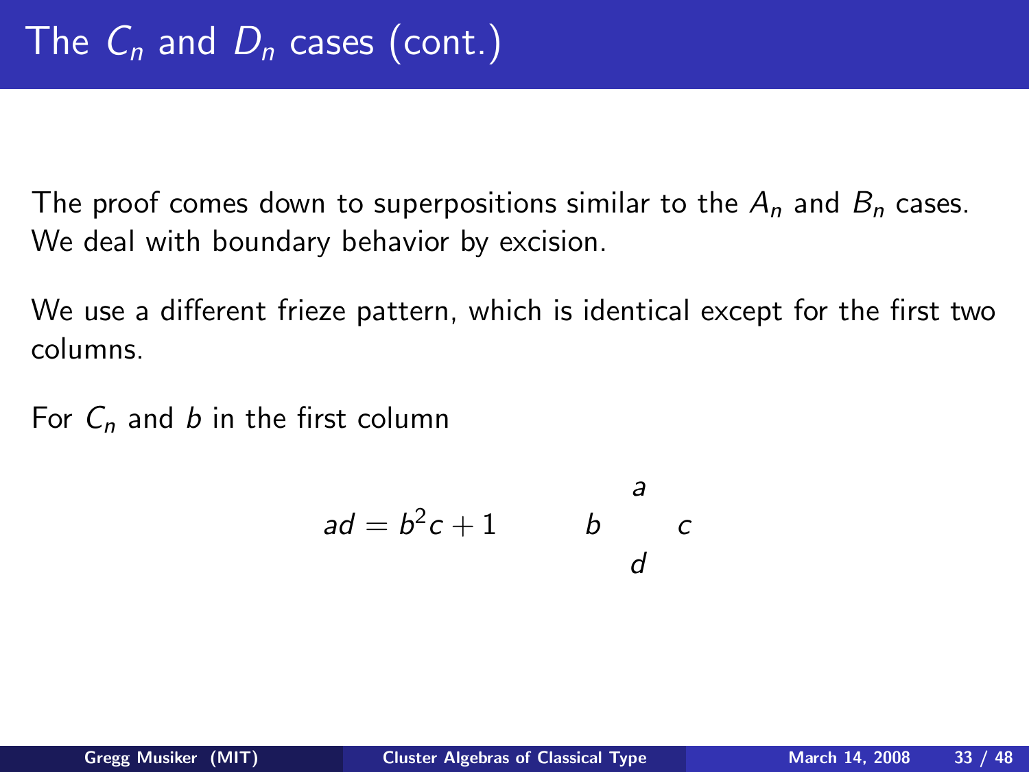# The $C_n$ and $D_n$ cases (cont.)

The proof comes down to superpositions similar to the $A_n$ and $B_n$ cases. We deal with boundary behavior by excision.

We use a different frieze pattern, which is identical except for the first two columns.

For $C_n$ and $b$ in the first column

$$ad = b^2c + 1 \qquad \begin{array}{ccc} & a & \\ b & & c \\ & d & \end{array}$$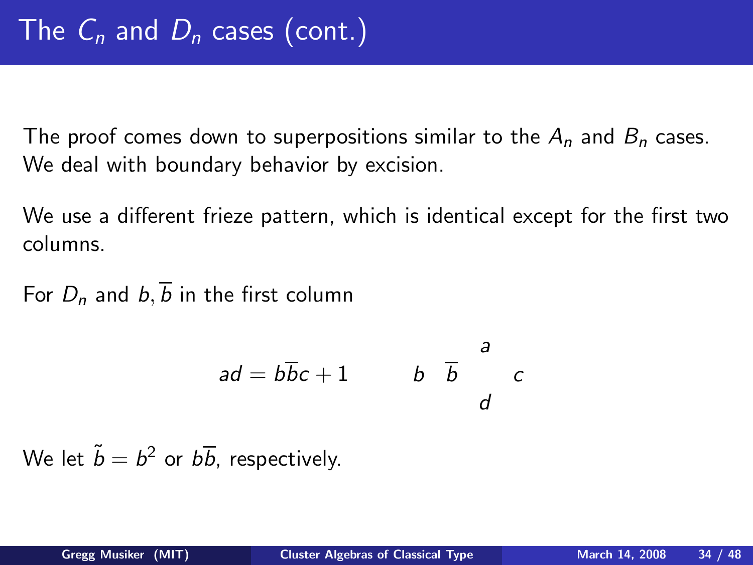# The $C_n$ and $D_n$ cases (cont.)

The proof comes down to superpositions similar to the $A_n$ and $B_n$ cases. We deal with boundary behavior by excision.

We use a different frieze pattern, which is identical except for the first two columns.

For $D_n$ and $b, \overline{b}$ in the first column

$$ad = b\overline{b}c + 1 \qquad \begin{matrix} & & a & \\ b & \overline{b} & & c \\ & & d & \end{matrix}$$

We let $\tilde{b} = b^2$ or $b\overline{b}$, respectively.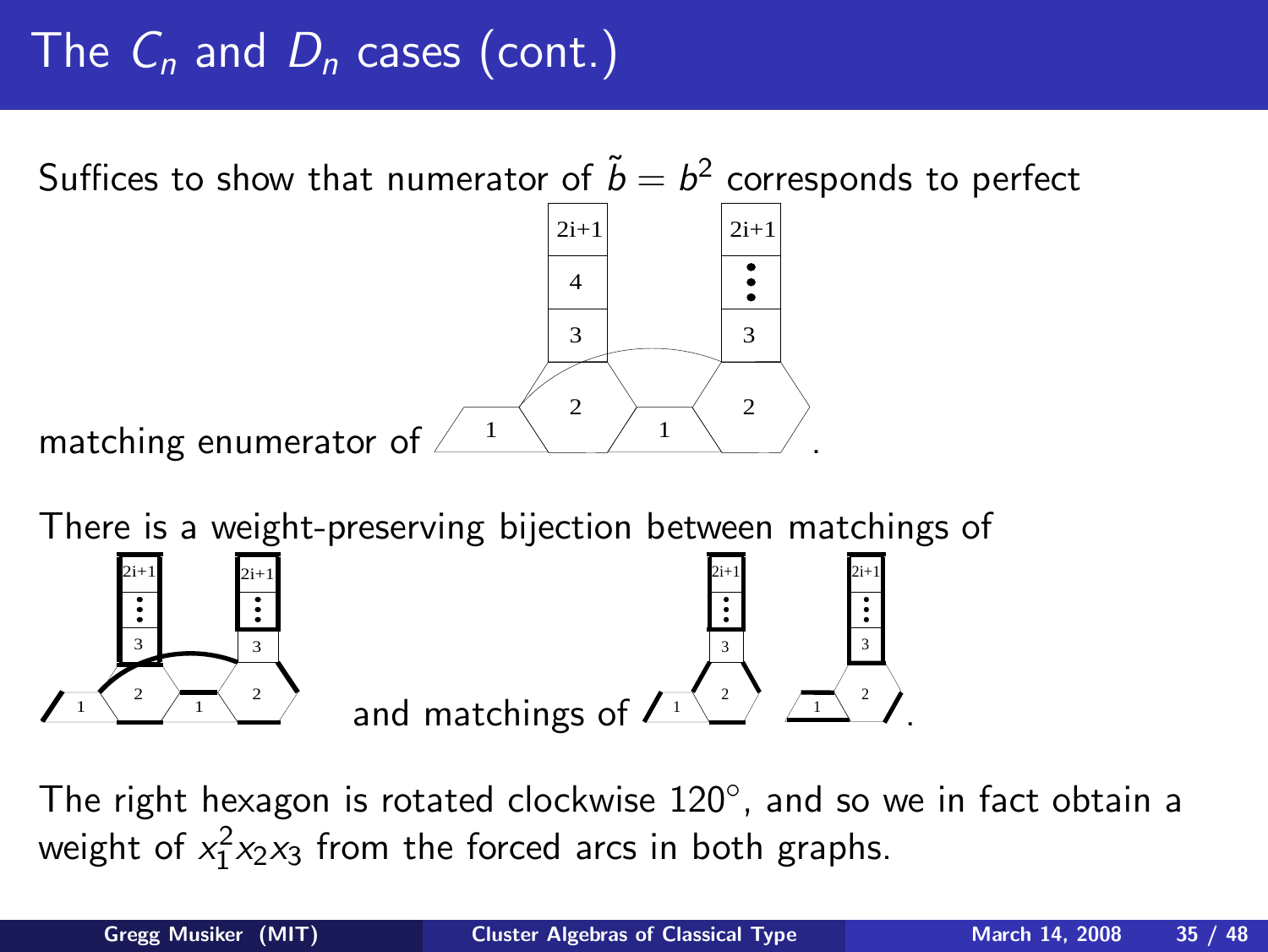# The $C_n$ and $D_n$ cases (cont.)

Suffices to show that numerator of $\tilde{b} = b^2$ corresponds to perfect matching enumerator of .

There is a weight-preserving bijection between matchings of and matchings of .

The right hexagon is rotated clockwise 120°, and so we in fact obtain a weight of $x_1^2 x_2 x_3$ from the forced arcs in both graphs.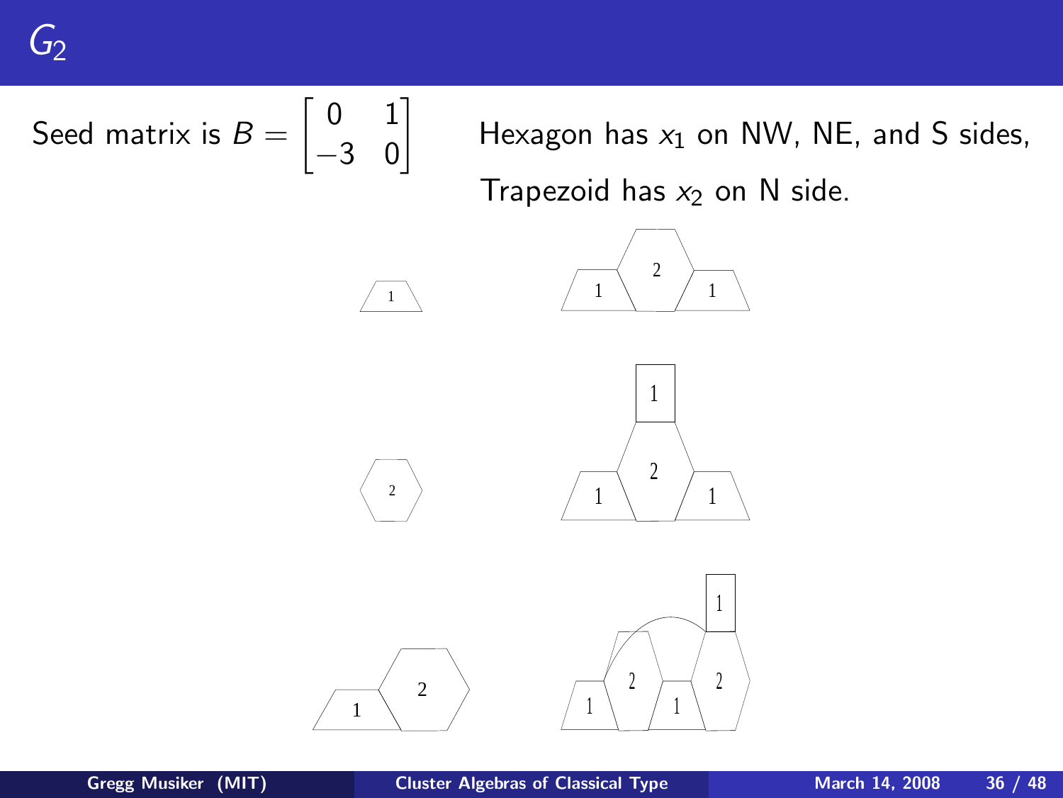# $G_2$

Seed matrix is $B = \begin{bmatrix} 0 & 1 \\ -3 & 0 \end{bmatrix}$

Hexagon has $x_1$ on NW, NE, and S sides,

Trapezoid has $x_2$ on N side.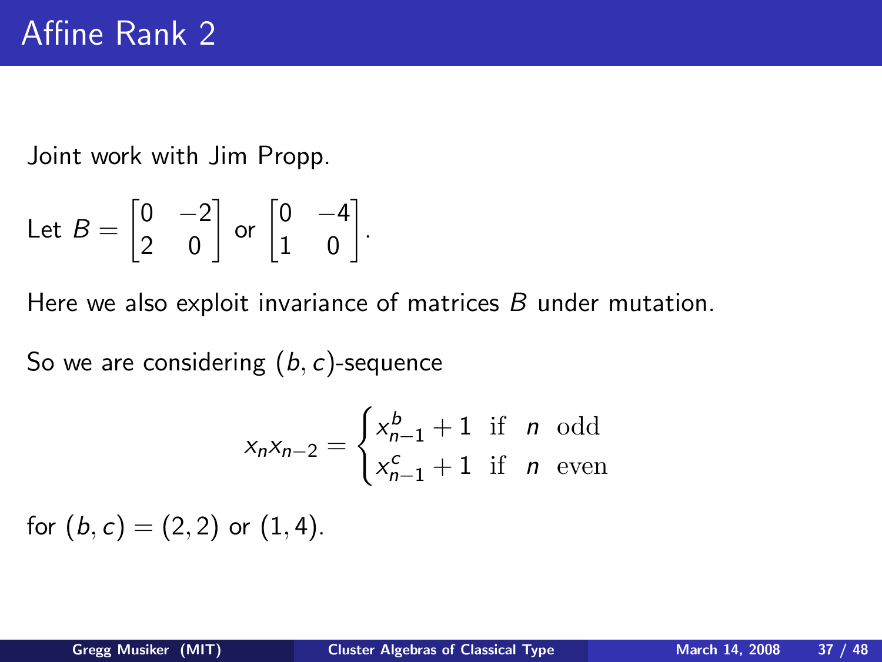# Affine Rank 2

Joint work with Jim Propp.

Let $B = \begin{bmatrix} 0 & -2 \\ 2 & 0 \end{bmatrix}$ or $\begin{bmatrix} 0 & -4 \\ 1 & 0 \end{bmatrix}$.

Here we also exploit invariance of matrices $B$ under mutation.

So we are considering $(b, c)$-sequence

$$x_n x_{n-2} = \begin{cases} x_{n-1}^b + 1 & \text{if} \quad n \quad \text{odd} \\ x_{n-1}^c + 1 & \text{if} \quad n \quad \text{even} \end{cases}$$

for $(b, c) = (2, 2)$ or $(1, 4)$.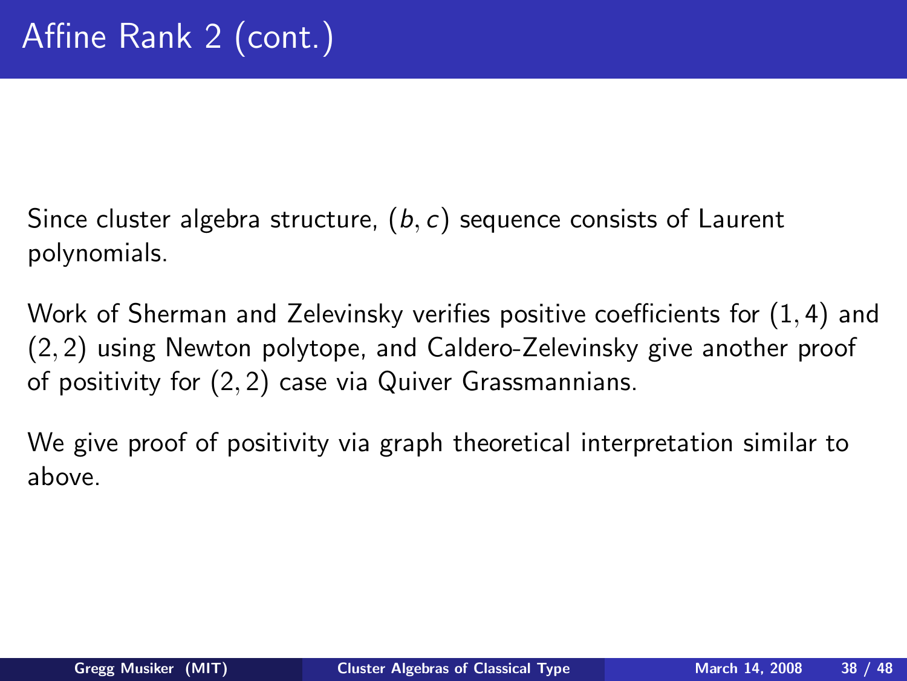# Affine Rank 2 (cont.)

Since cluster algebra structure, $(b, c)$ sequence consists of Laurent polynomials.

Work of Sherman and Zelevinsky verifies positive coefficients for $(1, 4)$ and $(2, 2)$ using Newton polytope, and Caldero-Zelevinsky give another proof of positivity for $(2, 2)$ case via Quiver Grassmannians.

We give proof of positivity via graph theoretical interpretation similar to above.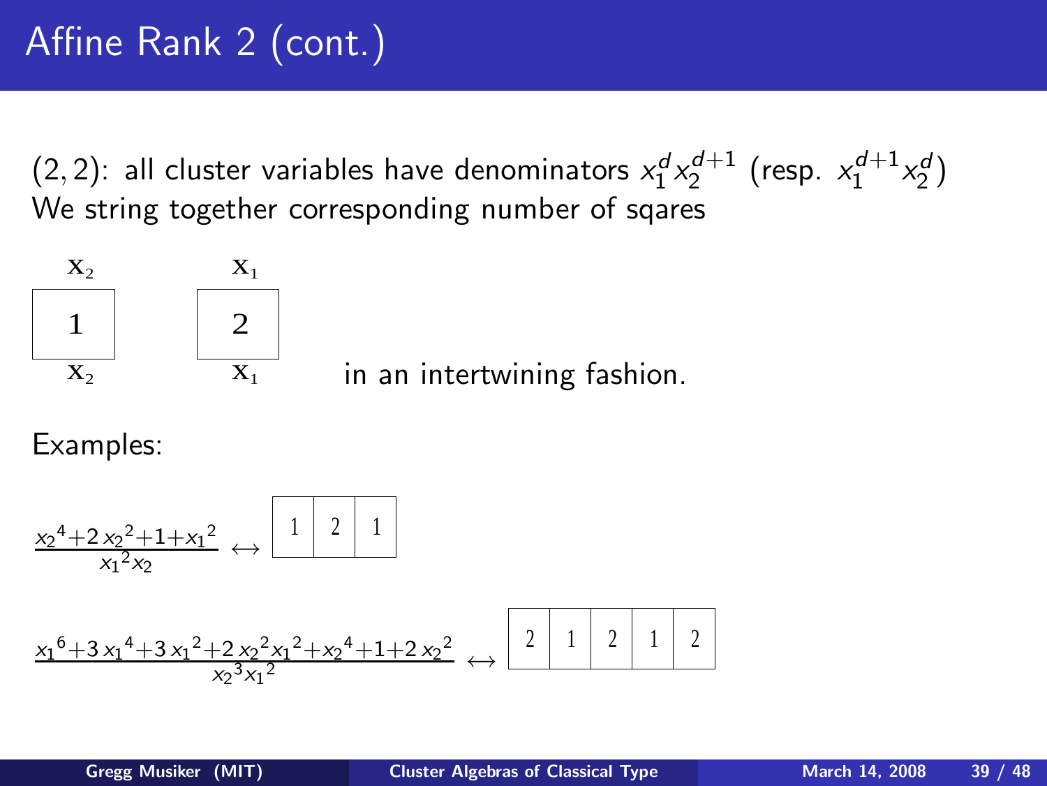# Affine Rank 2 (cont.)

$(2,2)$: all cluster variables have denominators $x_1^d x_2^{d+1}$ (resp. $x_1^{d+1} x_2^d$)
We string together corresponding number of sqares

| $x_2$ | | $x_1$ |
|---|---|---|
| 1 | | 2 |
| $x_2$ | | $x_1$ |

in an intertwining fashion.

Examples:

$$\frac{{x_2}^4+2\,{x_2}^2+1+{x_1}^2}{{x_1}^2 x_2} \leftrightarrow \boxed{1 \mid 2 \mid 1}$$

$$\frac{{x_1}^6+3\,{x_1}^4+3\,{x_1}^2+2\,{x_2}^2{x_1}^2+{x_2}^4+1+2\,{x_2}^2}{{x_2}^3{x_1}^2} \leftrightarrow \boxed{2 \mid 1 \mid 2 \mid 1 \mid 2}$$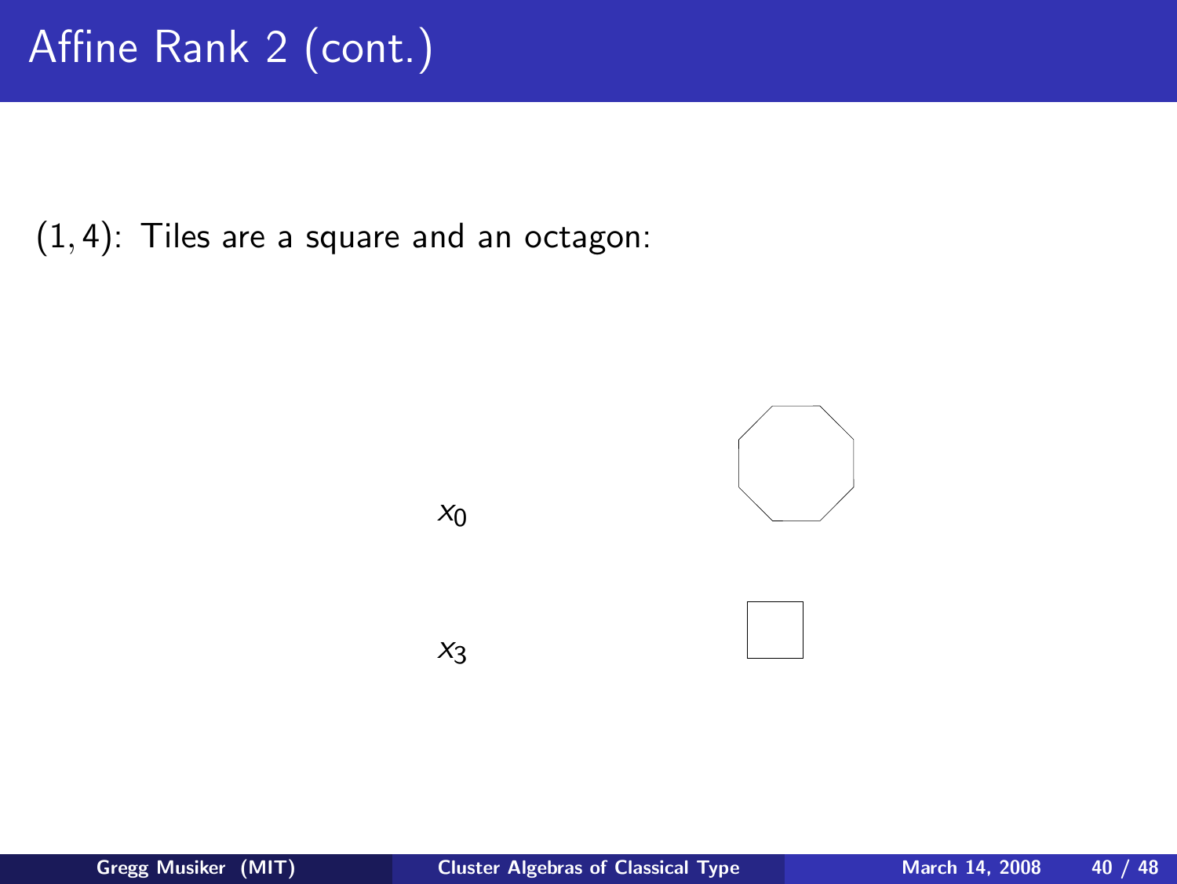# Affine Rank 2 (cont.)

$(1, 4)$: Tiles are a square and an octagon:

$x_0$

$x_3$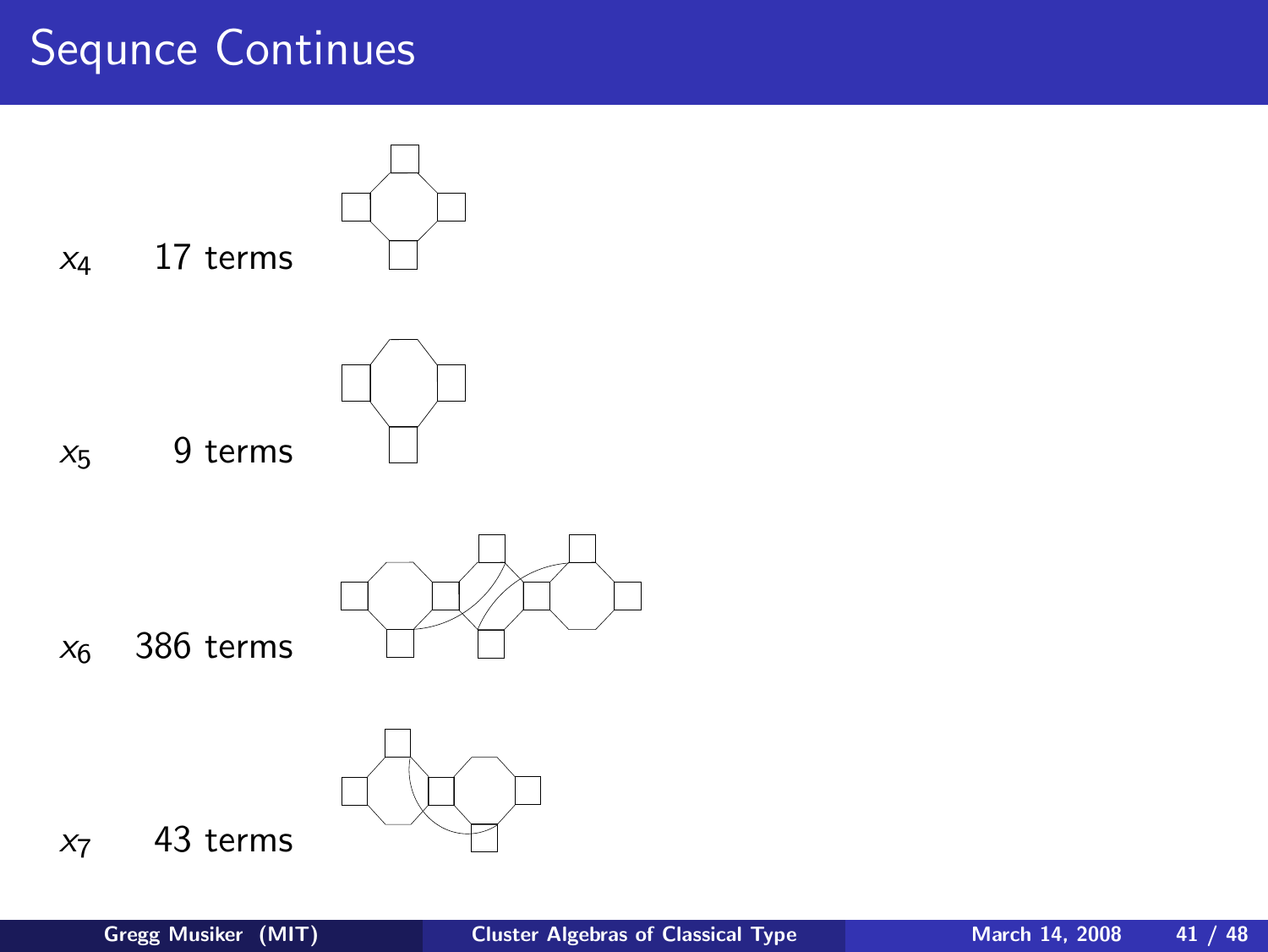# Sequnce Continues

$x_4$ 17 terms

$x_5$ 9 terms

$x_6$ 386 terms

$x_7$ 43 terms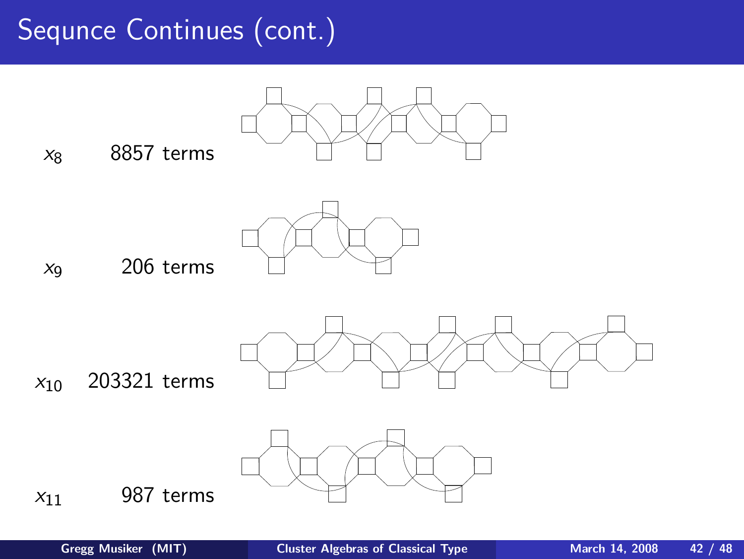# Sequnce Continues (cont.)

$x_8$ 8857 terms

$x_9$ 206 terms

$x_{10}$ 203321 terms

$x_{11}$ 987 terms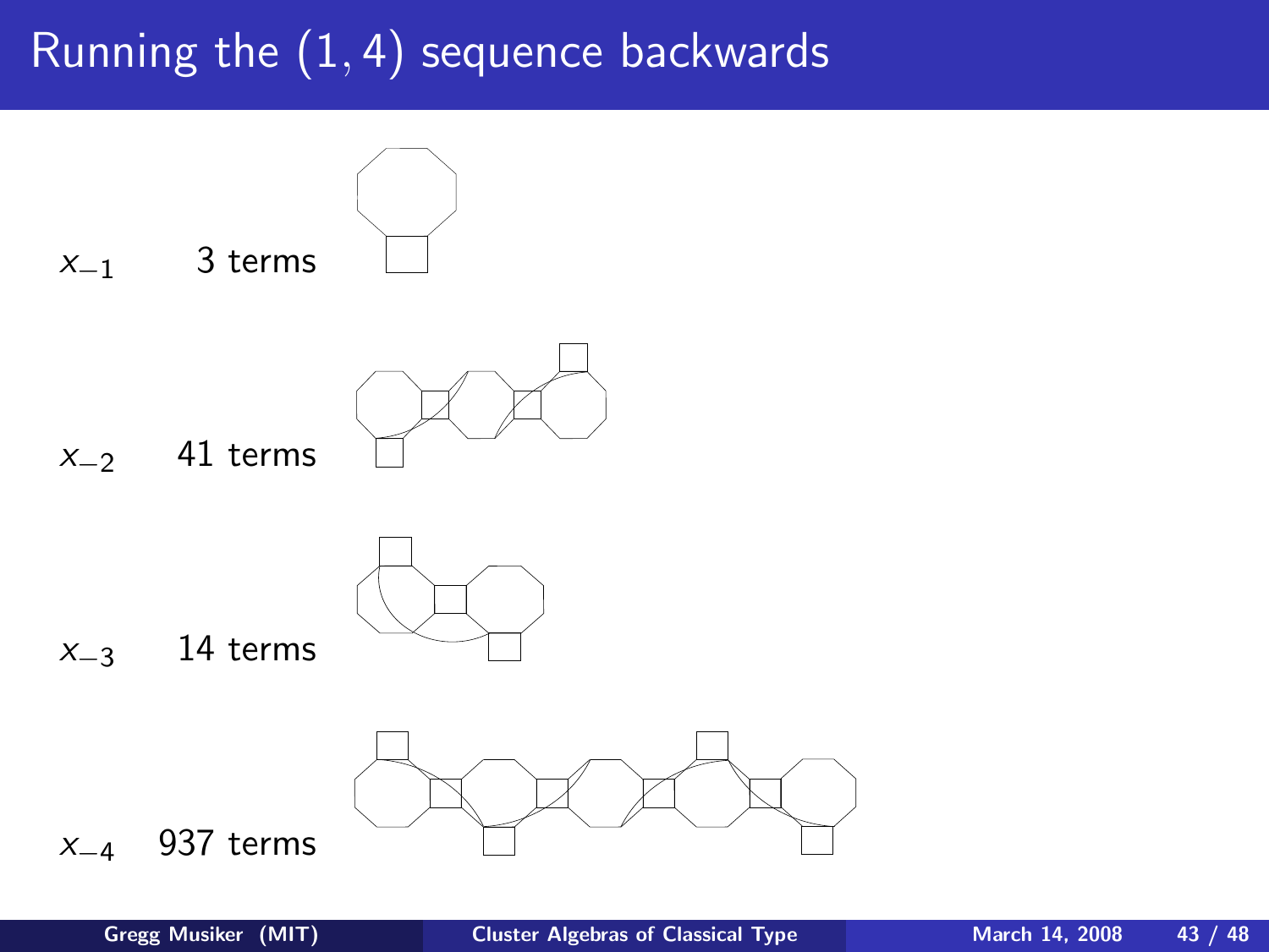# Running the $(1,4)$ sequence backwards

$x_{-1}$ 3 terms

$x_{-2}$ 41 terms

$x_{-3}$ 14 terms

$x_{-4}$ 937 terms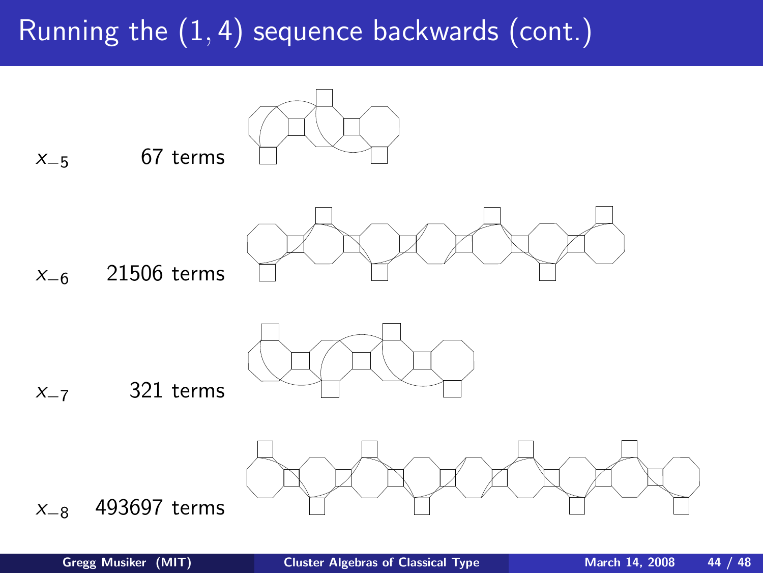# Running the $(1, 4)$ sequence backwards (cont.)

$x_{-5}$ 67 terms

$x_{-6}$ 21506 terms

$x_{-7}$ 321 terms

$x_{-8}$ 493697 terms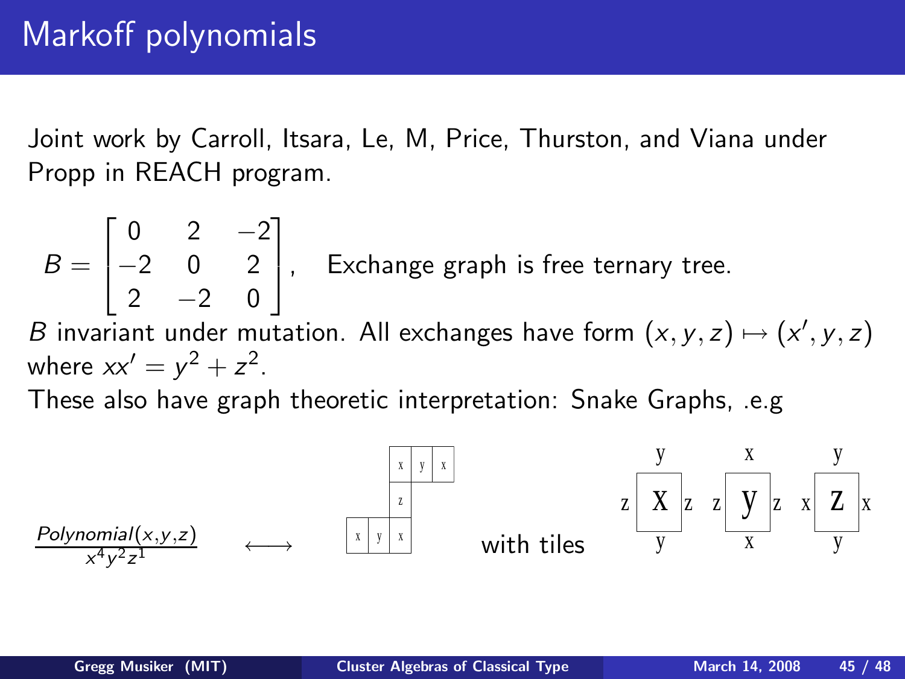# Markoff polynomials

Joint work by Carroll, Itsara, Le, M, Price, Thurston, and Viana under Propp in REACH program.

$$B = \begin{bmatrix} 0 & 2 & -2 \\ -2 & 0 & 2 \\ 2 & -2 & 0 \end{bmatrix},$$ Exchange graph is free ternary tree.

$B$ invariant under mutation. All exchanges have form $(x, y, z) \mapsto (x', y, z)$ where $xx' = y^2 + z^2$.

These also have graph theoretic interpretation: Snake Graphs, .e.g

$$\frac{\mathit{Polynomial}(x,y,z)}{x^4 y^2 z^1} \longleftrightarrow$$

| | | x | y | x |
|---|---|---|---|---|
| | | z | | |
| x | y | x | | |

with tiles

| | y | |
|---|---|---|
| z | **X** | z |
| | y | |

| | x | |
|---|---|---|
| z | **y** | z |
| | x | |

| | y | |
|---|---|---|
| x | **Z** | x |
| | y | |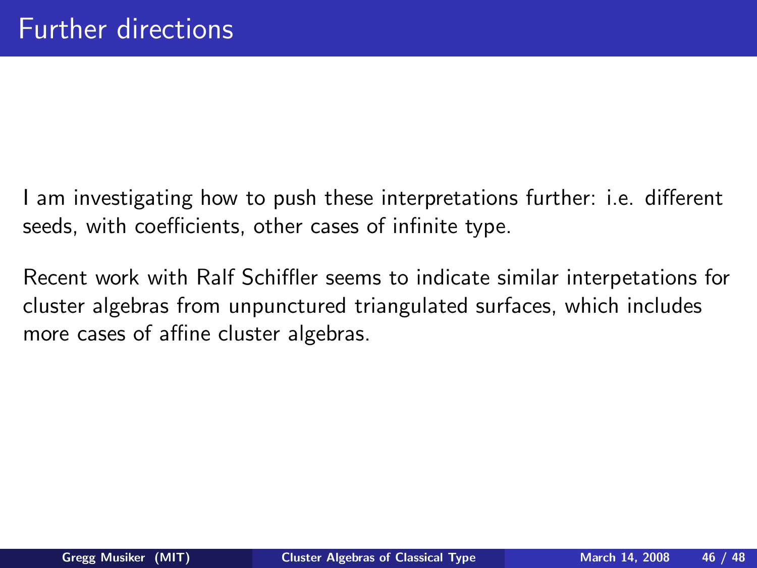# Further directions

I am investigating how to push these interpretations further: i.e. different seeds, with coefficients, other cases of infinite type.

Recent work with Ralf Schiffler seems to indicate similar interpetations for cluster algebras from unpunctured triangulated surfaces, which includes more cases of affine cluster algebras.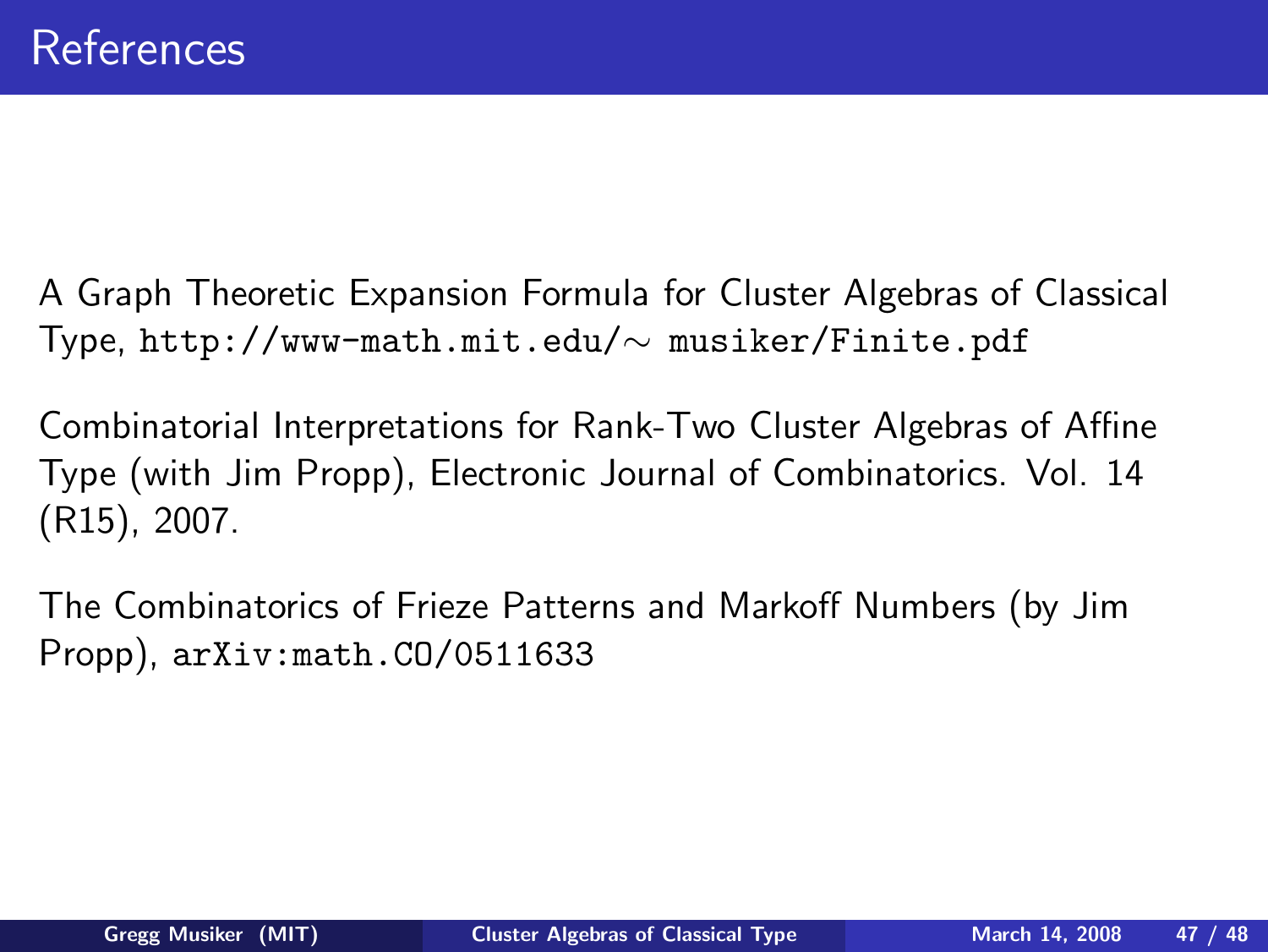# References

A Graph Theoretic Expansion Formula for Cluster Algebras of Classical Type, `http://www-math.mit.edu/~ musiker/Finite.pdf`

Combinatorial Interpretations for Rank-Two Cluster Algebras of Affine Type (with Jim Propp), Electronic Journal of Combinatorics. Vol. 14 (R15), 2007.

The Combinatorics of Frieze Patterns and Markoff Numbers (by Jim Propp), `arXiv:math.CO/0511633`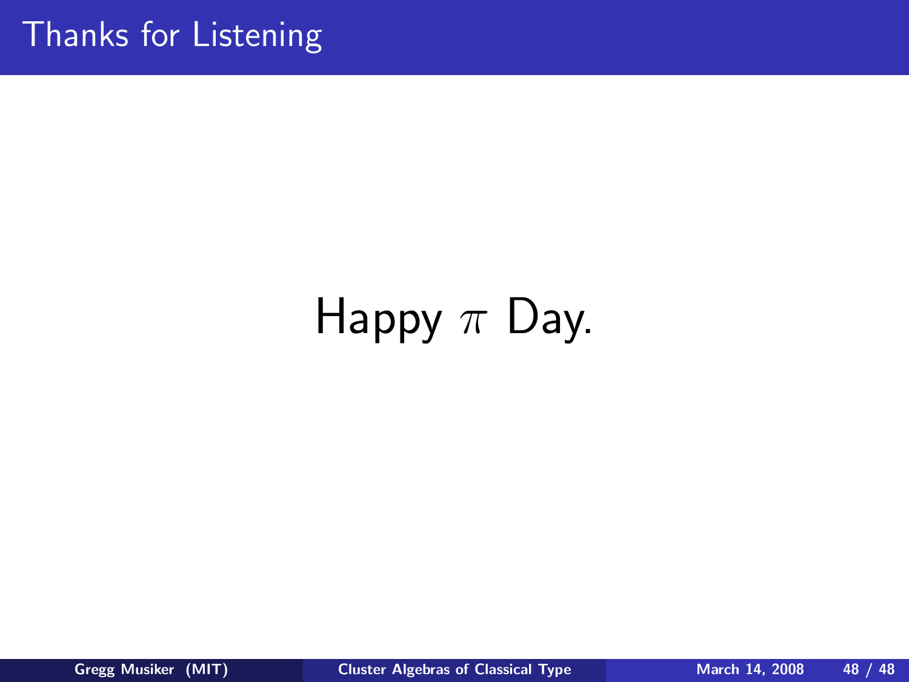# Thanks for Listening

Happy $\pi$ Day.